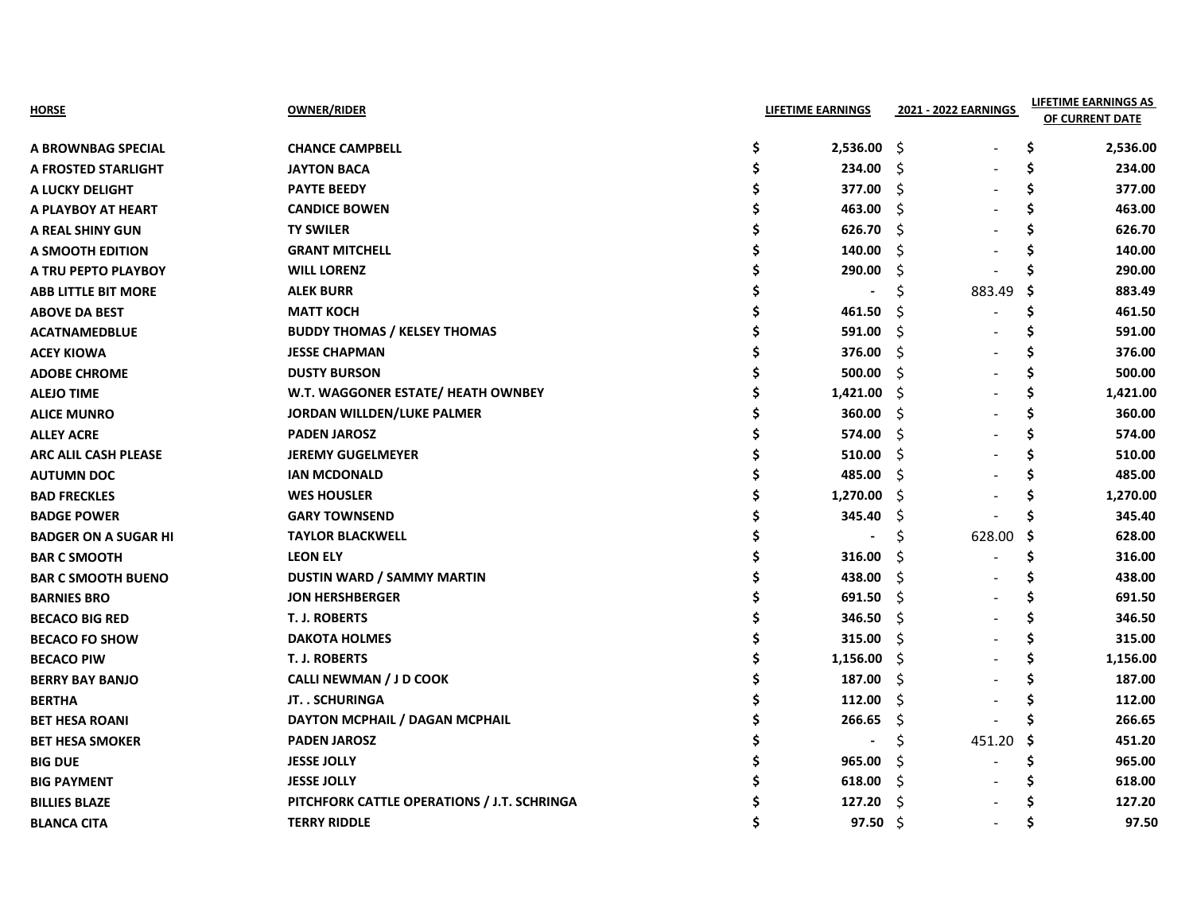| HORSE | OWNER/RIDER | LIFETIME EARNINGS | 2021 - 2022 EARNINGS | LIFETIME EARNINGS AS OF CURRENT DATE |
|---|---|---|---|---|
| A BROWNBAG SPECIAL | CHANCE CAMPBELL | $ 2,536.00 | $ - | $ 2,536.00 |
| A FROSTED STARLIGHT | JAYTON BACA | $ 234.00 | $ - | $ 234.00 |
| A LUCKY DELIGHT | PAYTE BEEDY | $ 377.00 | $ - | $ 377.00 |
| A PLAYBOY AT HEART | CANDICE BOWEN | $ 463.00 | $ - | $ 463.00 |
| A REAL SHINY GUN | TY SWILER | $ 626.70 | $ - | $ 626.70 |
| A SMOOTH EDITION | GRANT MITCHELL | $ 140.00 | $ - | $ 140.00 |
| A TRU PEPTO PLAYBOY | WILL LORENZ | $ 290.00 | $ - | $ 290.00 |
| ABB LITTLE BIT MORE | ALEK BURR | $ - | $ 883.49 | $ 883.49 |
| ABOVE DA BEST | MATT KOCH | $ 461.50 | $ - | $ 461.50 |
| ACATNAMEDBLUE | BUDDY THOMAS / KELSEY THOMAS | $ 591.00 | $ - | $ 591.00 |
| ACEY KIOWA | JESSE CHAPMAN | $ 376.00 | $ - | $ 376.00 |
| ADOBE CHROME | DUSTY BURSON | $ 500.00 | $ - | $ 500.00 |
| ALEJO TIME | W.T. WAGGONER ESTATE/ HEATH OWNBEY | $ 1,421.00 | $ - | $ 1,421.00 |
| ALICE MUNRO | JORDAN WILLDEN/LUKE PALMER | $ 360.00 | $ - | $ 360.00 |
| ALLEY ACRE | PADEN JAROSZ | $ 574.00 | $ - | $ 574.00 |
| ARC ALIL CASH PLEASE | JEREMY GUGELMEYER | $ 510.00 | $ - | $ 510.00 |
| AUTUMN DOC | IAN MCDONALD | $ 485.00 | $ - | $ 485.00 |
| BAD FRECKLES | WES HOUSLER | $ 1,270.00 | $ - | $ 1,270.00 |
| BADGE POWER | GARY TOWNSEND | $ 345.40 | $ - | $ 345.40 |
| BADGER ON A SUGAR HI | TAYLOR BLACKWELL | $ - | $ 628.00 | $ 628.00 |
| BAR C SMOOTH | LEON ELY | $ 316.00 | $ - | $ 316.00 |
| BAR C SMOOTH BUENO | DUSTIN WARD / SAMMY MARTIN | $ 438.00 | $ - | $ 438.00 |
| BARNIES BRO | JON HERSHBERGER | $ 691.50 | $ - | $ 691.50 |
| BECACO BIG RED | T. J. ROBERTS | $ 346.50 | $ - | $ 346.50 |
| BECACO FO SHOW | DAKOTA HOLMES | $ 315.00 | $ - | $ 315.00 |
| BECACO PIW | T. J. ROBERTS | $ 1,156.00 | $ - | $ 1,156.00 |
| BERRY BAY BANJO | CALLI NEWMAN / J D COOK | $ 187.00 | $ - | $ 187.00 |
| BERTHA | JT. . SCHURINGA | $ 112.00 | $ - | $ 112.00 |
| BET HESA ROANI | DAYTON MCPHAIL / DAGAN MCPHAIL | $ 266.65 | $ - | $ 266.65 |
| BET HESA SMOKER | PADEN JAROSZ | $ - | $ 451.20 | $ 451.20 |
| BIG DUE | JESSE JOLLY | $ 965.00 | $ - | $ 965.00 |
| BIG PAYMENT | JESSE JOLLY | $ 618.00 | $ - | $ 618.00 |
| BILLIES BLAZE | PITCHFORK CATTLE OPERATIONS / J.T. SCHRINGA | $ 127.20 | $ - | $ 127.20 |
| BLANCA CITA | TERRY RIDDLE | $ 97.50 | $ - | $ 97.50 |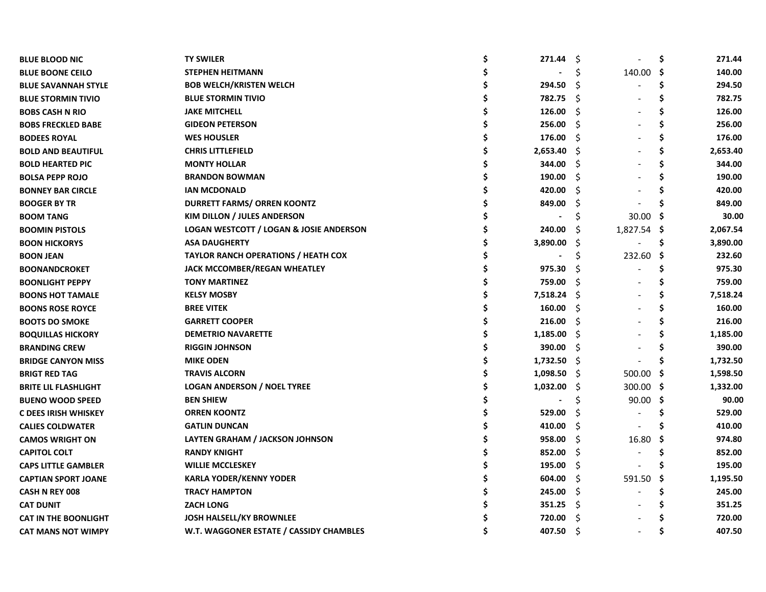| | | | | |
|---|---|---|---|---|
| BLUE BLOOD NIC | TY SWILER | $ 271.44 | $ - | $ 271.44 |
| BLUE BOONE CEILO | STEPHEN HEITMANN | $ - | $ 140.00 | $ 140.00 |
| BLUE SAVANNAH STYLE | BOB WELCH/KRISTEN WELCH | $ 294.50 | $ - | $ 294.50 |
| BLUE STORMIN TIVIO | BLUE STORMIN TIVIO | $ 782.75 | $ - | $ 782.75 |
| BOBS CASH N RIO | JAKE MITCHELL | $ 126.00 | $ - | $ 126.00 |
| BOBS FRECKLED BABE | GIDEON PETERSON | $ 256.00 | $ - | $ 256.00 |
| BODEES ROYAL | WES HOUSLER | $ 176.00 | $ - | $ 176.00 |
| BOLD AND BEAUTIFUL | CHRIS LITTLEFIELD | $ 2,653.40 | $ - | $ 2,653.40 |
| BOLD HEARTED PIC | MONTY HOLLAR | $ 344.00 | $ - | $ 344.00 |
| BOLSA PEPP ROJO | BRANDON BOWMAN | $ 190.00 | $ - | $ 190.00 |
| BONNEY BAR CIRCLE | IAN MCDONALD | $ 420.00 | $ - | $ 420.00 |
| BOOGER BY TR | DURRETT FARMS/ ORREN KOONTZ | $ 849.00 | $ - | $ 849.00 |
| BOOM TANG | KIM DILLON / JULES ANDERSON | $ - | $ 30.00 | $ 30.00 |
| BOOMIN PISTOLS | LOGAN WESTCOTT / LOGAN & JOSIE ANDERSON | $ 240.00 | $ 1,827.54 | $ 2,067.54 |
| BOON HICKORYS | ASA DAUGHERTY | $ 3,890.00 | $ - | $ 3,890.00 |
| BOON JEAN | TAYLOR RANCH OPERATIONS / HEATH COX | $ - | $ 232.60 | $ 232.60 |
| BOONANDCROKET | JACK MCCOMBER/REGAN WHEATLEY | $ 975.30 | $ - | $ 975.30 |
| BOONLIGHT PEPPY | TONY MARTINEZ | $ 759.00 | $ - | $ 759.00 |
| BOONS HOT TAMALE | KELSY MOSBY | $ 7,518.24 | $ - | $ 7,518.24 |
| BOONS ROSE ROYCE | BREE VITEK | $ 160.00 | $ - | $ 160.00 |
| BOOTS DO SMOKE | GARRETT COOPER | $ 216.00 | $ - | $ 216.00 |
| BOQUILLAS HICKORY | DEMETRIO NAVARETTE | $ 1,185.00 | $ - | $ 1,185.00 |
| BRANDING CREW | RIGGIN JOHNSON | $ 390.00 | $ - | $ 390.00 |
| BRIDGE CANYON MISS | MIKE ODEN | $ 1,732.50 | $ - | $ 1,732.50 |
| BRIGT RED TAG | TRAVIS ALCORN | $ 1,098.50 | $ 500.00 | $ 1,598.50 |
| BRITE LIL FLASHLIGHT | LOGAN ANDERSON / NOEL TYREE | $ 1,032.00 | $ 300.00 | $ 1,332.00 |
| BUENO WOOD SPEED | BEN SHIEW | $ - | $ 90.00 | $ 90.00 |
| C DEES IRISH WHISKEY | ORREN KOONTZ | $ 529.00 | $ - | $ 529.00 |
| CALIES COLDWATER | GATLIN DUNCAN | $ 410.00 | $ - | $ 410.00 |
| CAMOS WRIGHT ON | LAYTEN GRAHAM / JACKSON JOHNSON | $ 958.00 | $ 16.80 | $ 974.80 |
| CAPITOL COLT | RANDY KNIGHT | $ 852.00 | $ - | $ 852.00 |
| CAPS LITTLE GAMBLER | WILLIE MCCLESKEY | $ 195.00 | $ - | $ 195.00 |
| CAPTIAN SPORT JOANE | KARLA YODER/KENNY YODER | $ 604.00 | $ 591.50 | $ 1,195.50 |
| CASH N REY 008 | TRACY HAMPTON | $ 245.00 | $ - | $ 245.00 |
| CAT DUNIT | ZACH LONG | $ 351.25 | $ - | $ 351.25 |
| CAT IN THE BOONLIGHT | JOSH HALSELL/KY BROWNLEE | $ 720.00 | $ - | $ 720.00 |
| CAT MANS NOT WIMPY | W.T. WAGGONER ESTATE / CASSIDY CHAMBLES | $ 407.50 | $ - | $ 407.50 |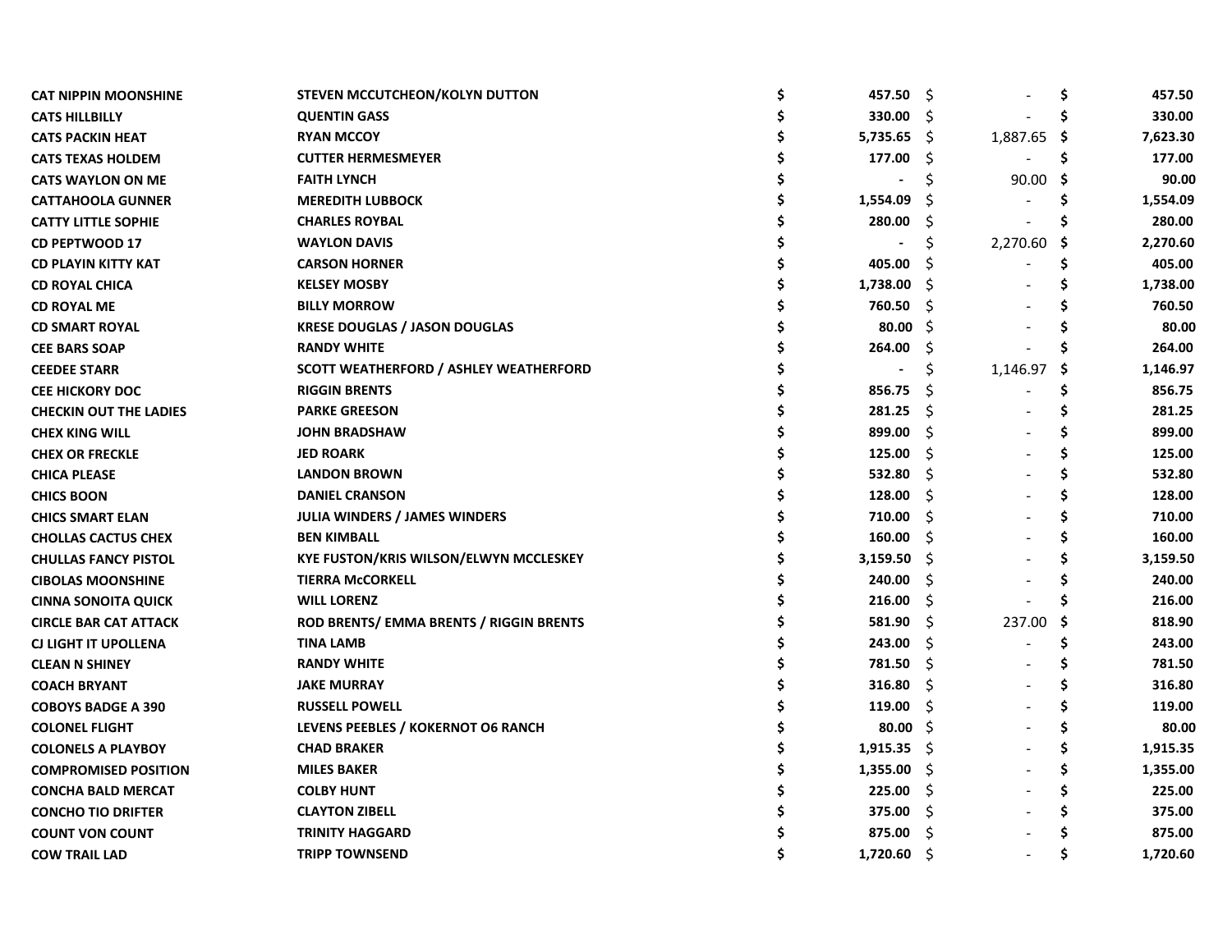| | | | | |
|---|---|---|---|---|
| **CAT NIPPIN MOONSHINE** | **STEVEN MCCUTCHEON/KOLYN DUTTON** | **$ 457.50** | $ - | **$ 457.50** |
| **CATS HILLBILLY** | **QUENTIN GASS** | **$ 330.00** | $ - | **$ 330.00** |
| **CATS PACKIN HEAT** | **RYAN MCCOY** | **$ 5,735.65** | $ 1,887.65 | **$ 7,623.30** |
| **CATS TEXAS HOLDEM** | **CUTTER HERMESMEYER** | **$ 177.00** | $ - | **$ 177.00** |
| **CATS WAYLON ON ME** | **FAITH LYNCH** | **$ -** | $ 90.00 | **$ 90.00** |
| **CATTAHOOLA GUNNER** | **MEREDITH LUBBOCK** | **$ 1,554.09** | $ - | **$ 1,554.09** |
| **CATTY LITTLE SOPHIE** | **CHARLES ROYBAL** | **$ 280.00** | $ - | **$ 280.00** |
| **CD PEPTWOOD 17** | **WAYLON DAVIS** | **$ -** | $ 2,270.60 | **$ 2,270.60** |
| **CD PLAYIN KITTY KAT** | **CARSON HORNER** | **$ 405.00** | $ - | **$ 405.00** |
| **CD ROYAL CHICA** | **KELSEY MOSBY** | **$ 1,738.00** | $ - | **$ 1,738.00** |
| **CD ROYAL ME** | **BILLY MORROW** | **$ 760.50** | $ - | **$ 760.50** |
| **CD SMART ROYAL** | **KRESE DOUGLAS / JASON DOUGLAS** | **$ 80.00** | $ - | **$ 80.00** |
| **CEE BARS SOAP** | **RANDY WHITE** | **$ 264.00** | $ - | **$ 264.00** |
| **CEEDEE STARR** | **SCOTT WEATHERFORD / ASHLEY WEATHERFORD** | **$ -** | $ 1,146.97 | **$ 1,146.97** |
| **CEE HICKORY DOC** | **RIGGIN BRENTS** | **$ 856.75** | $ - | **$ 856.75** |
| **CHECKIN OUT THE LADIES** | **PARKE GREESON** | **$ 281.25** | $ - | **$ 281.25** |
| **CHEX KING WILL** | **JOHN BRADSHAW** | **$ 899.00** | $ - | **$ 899.00** |
| **CHEX OR FRECKLE** | **JED ROARK** | **$ 125.00** | $ - | **$ 125.00** |
| **CHICA PLEASE** | **LANDON BROWN** | **$ 532.80** | $ - | **$ 532.80** |
| **CHICS BOON** | **DANIEL CRANSON** | **$ 128.00** | $ - | **$ 128.00** |
| **CHICS SMART ELAN** | **JULIA WINDERS / JAMES WINDERS** | **$ 710.00** | $ - | **$ 710.00** |
| **CHOLLAS CACTUS CHEX** | **BEN KIMBALL** | **$ 160.00** | $ - | **$ 160.00** |
| **CHULLAS FANCY PISTOL** | **KYE FUSTON/KRIS WILSON/ELWYN MCCLESKEY** | **$ 3,159.50** | $ - | **$ 3,159.50** |
| **CIBOLAS MOONSHINE** | **TIERRA McCORKELL** | **$ 240.00** | $ - | **$ 240.00** |
| **CINNA SONOITA QUICK** | **WILL LORENZ** | **$ 216.00** | $ - | **$ 216.00** |
| **CIRCLE BAR CAT ATTACK** | **ROD BRENTS/ EMMA BRENTS / RIGGIN BRENTS** | **$ 581.90** | $ 237.00 | **$ 818.90** |
| **CJ LIGHT IT UPOLLENA** | **TINA LAMB** | **$ 243.00** | $ - | **$ 243.00** |
| **CLEAN N SHINEY** | **RANDY WHITE** | **$ 781.50** | $ - | **$ 781.50** |
| **COACH BRYANT** | **JAKE MURRAY** | **$ 316.80** | $ - | **$ 316.80** |
| **COBOYS BADGE A 390** | **RUSSELL POWELL** | **$ 119.00** | $ - | **$ 119.00** |
| **COLONEL FLIGHT** | **LEVENS PEEBLES / KOKERNOT O6 RANCH** | **$ 80.00** | $ - | **$ 80.00** |
| **COLONELS A PLAYBOY** | **CHAD BRAKER** | **$ 1,915.35** | $ - | **$ 1,915.35** |
| **COMPROMISED POSITION** | **MILES BAKER** | **$ 1,355.00** | $ - | **$ 1,355.00** |
| **CONCHA BALD MERCAT** | **COLBY HUNT** | **$ 225.00** | $ - | **$ 225.00** |
| **CONCHO TIO DRIFTER** | **CLAYTON ZIBELL** | **$ 375.00** | $ - | **$ 375.00** |
| **COUNT VON COUNT** | **TRINITY HAGGARD** | **$ 875.00** | $ - | **$ 875.00** |
| **COW TRAIL LAD** | **TRIPP TOWNSEND** | **$ 1,720.60** | $ - | **$ 1,720.60** |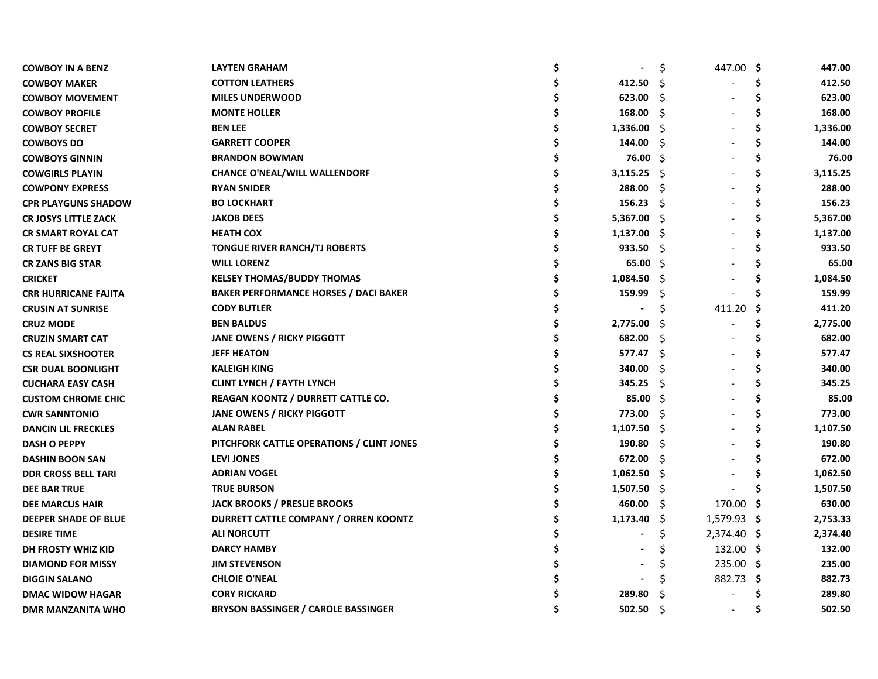| | | | | |
|---|---|---|---|---|
| **COWBOY IN A BENZ** | **LAYTEN GRAHAM** | $ - | $ 447.00 | **$ 447.00** |
| **COWBOY MAKER** | **COTTON LEATHERS** | **$ 412.50** | $ - | **$ 412.50** |
| **COWBOY MOVEMENT** | **MILES UNDERWOOD** | **$ 623.00** | $ - | **$ 623.00** |
| **COWBOY PROFILE** | **MONTE HOLLER** | **$ 168.00** | $ - | **$ 168.00** |
| **COWBOY SECRET** | **BEN LEE** | **$ 1,336.00** | $ - | **$ 1,336.00** |
| **COWBOYS DO** | **GARRETT COOPER** | **$ 144.00** | $ - | **$ 144.00** |
| **COWBOYS GINNIN** | **BRANDON BOWMAN** | **$ 76.00** | $ - | **$ 76.00** |
| **COWGIRLS PLAYIN** | **CHANCE O'NEAL/WILL WALLENDORF** | **$ 3,115.25** | $ - | **$ 3,115.25** |
| **COWPONY EXPRESS** | **RYAN SNIDER** | **$ 288.00** | $ - | **$ 288.00** |
| **CPR PLAYGUNS SHADOW** | **BO LOCKHART** | **$ 156.23** | $ - | **$ 156.23** |
| **CR JOSYS LITTLE ZACK** | **JAKOB DEES** | **$ 5,367.00** | $ - | **$ 5,367.00** |
| **CR SMART ROYAL CAT** | **HEATH COX** | **$ 1,137.00** | $ - | **$ 1,137.00** |
| **CR TUFF BE GREYT** | **TONGUE RIVER RANCH/TJ ROBERTS** | **$ 933.50** | $ - | **$ 933.50** |
| **CR ZANS BIG STAR** | **WILL LORENZ** | **$ 65.00** | $ - | **$ 65.00** |
| **CRICKET** | **KELSEY THOMAS/BUDDY THOMAS** | **$ 1,084.50** | $ - | **$ 1,084.50** |
| **CRR HURRICANE FAJITA** | **BAKER PERFORMANCE HORSES / DACI BAKER** | **$ 159.99** | $ - | **$ 159.99** |
| **CRUSIN AT SUNRISE** | **CODY BUTLER** | $ - | $ 411.20 | **$ 411.20** |
| **CRUZ MODE** | **BEN BALDUS** | **$ 2,775.00** | $ - | **$ 2,775.00** |
| **CRUZIN SMART CAT** | **JANE OWENS / RICKY PIGGOTT** | **$ 682.00** | $ - | **$ 682.00** |
| **CS REAL SIXSHOOTER** | **JEFF HEATON** | **$ 577.47** | $ - | **$ 577.47** |
| **CSR DUAL BOONLIGHT** | **KALEIGH KING** | **$ 340.00** | $ - | **$ 340.00** |
| **CUCHARA EASY CASH** | **CLINT LYNCH / FAYTH LYNCH** | **$ 345.25** | $ - | **$ 345.25** |
| **CUSTOM CHROME CHIC** | **REAGAN KOONTZ / DURRETT CATTLE CO.** | **$ 85.00** | $ - | **$ 85.00** |
| **CWR SANNTONIO** | **JANE OWENS / RICKY PIGGOTT** | **$ 773.00** | $ - | **$ 773.00** |
| **DANCIN LIL FRECKLES** | **ALAN RABEL** | **$ 1,107.50** | $ - | **$ 1,107.50** |
| **DASH O PEPPY** | **PITCHFORK CATTLE OPERATIONS / CLINT JONES** | **$ 190.80** | $ - | **$ 190.80** |
| **DASHIN BOON SAN** | **LEVI JONES** | **$ 672.00** | $ - | **$ 672.00** |
| **DDR CROSS BELL TARI** | **ADRIAN VOGEL** | **$ 1,062.50** | $ - | **$ 1,062.50** |
| **DEE BAR TRUE** | **TRUE BURSON** | **$ 1,507.50** | $ - | **$ 1,507.50** |
| **DEE MARCUS HAIR** | **JACK BROOKS / PRESLIE BROOKS** | **$ 460.00** | $ 170.00 | **$ 630.00** |
| **DEEPER SHADE OF BLUE** | **DURRETT CATTLE COMPANY / ORREN KOONTZ** | **$ 1,173.40** | $ 1,579.93 | **$ 2,753.33** |
| **DESIRE TIME** | **ALI NORCUTT** | $ - | $ 2,374.40 | **$ 2,374.40** |
| **DH FROSTY WHIZ KID** | **DARCY HAMBY** | $ - | $ 132.00 | **$ 132.00** |
| **DIAMOND FOR MISSY** | **JIM STEVENSON** | $ - | $ 235.00 | **$ 235.00** |
| **DIGGIN SALANO** | **CHLOIE O'NEAL** | $ - | $ 882.73 | **$ 882.73** |
| **DMAC WIDOW HAGAR** | **CORY RICKARD** | **$ 289.80** | $ - | **$ 289.80** |
| **DMR MANZANITA WHO** | **BRYSON BASSINGER / CAROLE BASSINGER** | **$ 502.50** | $ - | **$ 502.50** |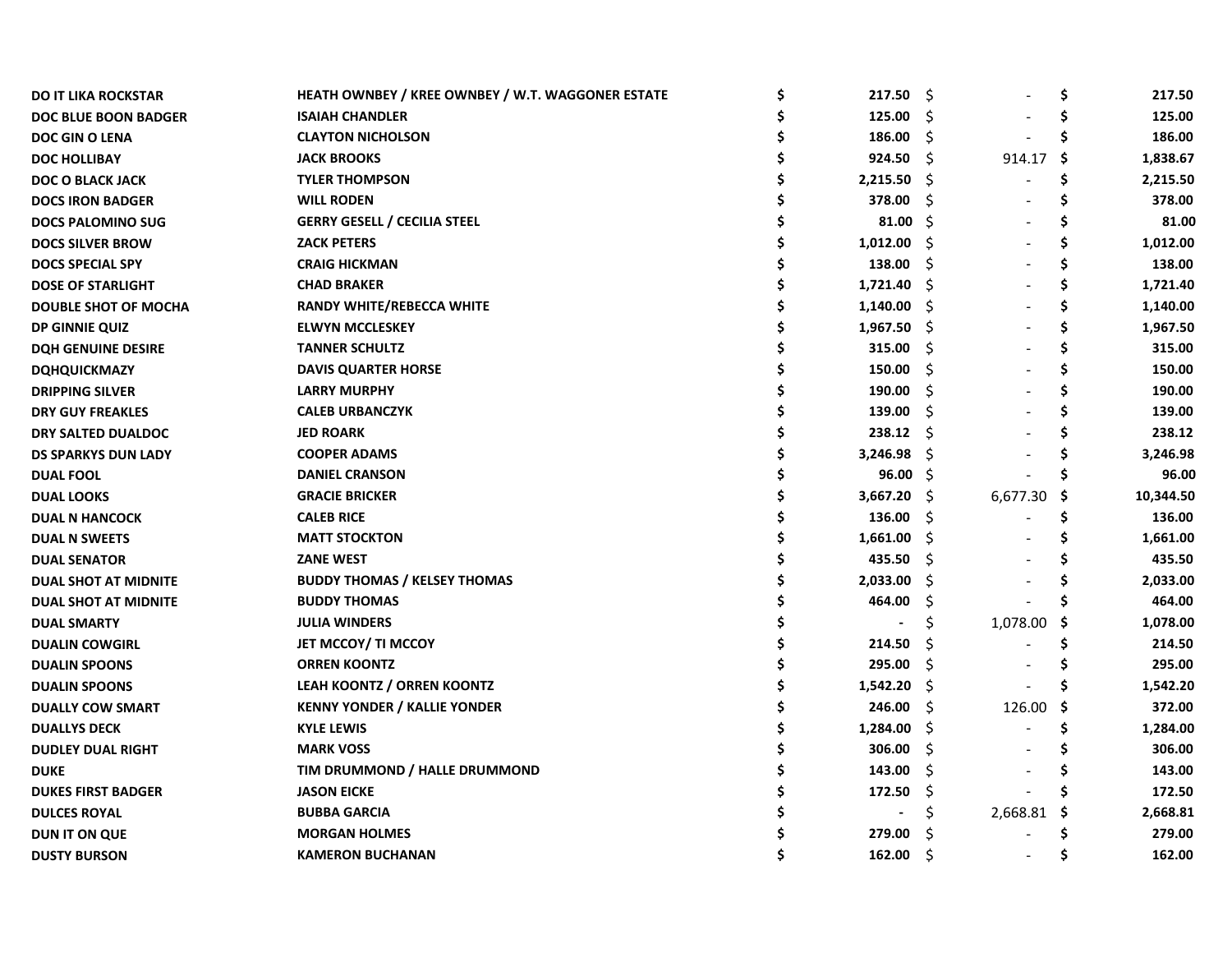| | | | | |
|---|---|---|---|---|
| DO IT LIKA ROCKSTAR | HEATH OWNBEY / KREE OWNBEY / W.T. WAGGONER ESTATE | $ 217.50 | $ - | $ 217.50 |
| DOC BLUE BOON BADGER | ISAIAH CHANDLER | $ 125.00 | $ - | $ 125.00 |
| DOC GIN O LENA | CLAYTON NICHOLSON | $ 186.00 | $ - | $ 186.00 |
| DOC HOLLIBAY | JACK BROOKS | $ 924.50 | $ 914.17 | $ 1,838.67 |
| DOC O BLACK JACK | TYLER THOMPSON | $ 2,215.50 | $ - | $ 2,215.50 |
| DOCS IRON BADGER | WILL RODEN | $ 378.00 | $ - | $ 378.00 |
| DOCS PALOMINO SUG | GERRY GESELL / CECILIA STEEL | $ 81.00 | $ - | $ 81.00 |
| DOCS SILVER BROW | ZACK PETERS | $ 1,012.00 | $ - | $ 1,012.00 |
| DOCS SPECIAL SPY | CRAIG HICKMAN | $ 138.00 | $ - | $ 138.00 |
| DOSE OF STARLIGHT | CHAD BRAKER | $ 1,721.40 | $ - | $ 1,721.40 |
| DOUBLE SHOT OF MOCHA | RANDY WHITE/REBECCA WHITE | $ 1,140.00 | $ - | $ 1,140.00 |
| DP GINNIE QUIZ | ELWYN MCCLESKEY | $ 1,967.50 | $ - | $ 1,967.50 |
| DQH GENUINE DESIRE | TANNER SCHULTZ | $ 315.00 | $ - | $ 315.00 |
| DQHQUICKMAZY | DAVIS QUARTER HORSE | $ 150.00 | $ - | $ 150.00 |
| DRIPPING SILVER | LARRY MURPHY | $ 190.00 | $ - | $ 190.00 |
| DRY GUY FREAKLES | CALEB URBANCZYK | $ 139.00 | $ - | $ 139.00 |
| DRY SALTED DUALDOC | JED ROARK | $ 238.12 | $ - | $ 238.12 |
| DS SPARKYS DUN LADY | COOPER ADAMS | $ 3,246.98 | $ - | $ 3,246.98 |
| DUAL FOOL | DANIEL CRANSON | $ 96.00 | $ - | $ 96.00 |
| DUAL LOOKS | GRACIE BRICKER | $ 3,667.20 | $ 6,677.30 | $ 10,344.50 |
| DUAL N HANCOCK | CALEB RICE | $ 136.00 | $ - | $ 136.00 |
| DUAL N SWEETS | MATT STOCKTON | $ 1,661.00 | $ - | $ 1,661.00 |
| DUAL SENATOR | ZANE WEST | $ 435.50 | $ - | $ 435.50 |
| DUAL SHOT AT MIDNITE | BUDDY THOMAS / KELSEY THOMAS | $ 2,033.00 | $ - | $ 2,033.00 |
| DUAL SHOT AT MIDNITE | BUDDY THOMAS | $ 464.00 | $ - | $ 464.00 |
| DUAL SMARTY | JULIA WINDERS | $ - | $ 1,078.00 | $ 1,078.00 |
| DUALIN COWGIRL | JET MCCOY/ TI MCCOY | $ 214.50 | $ - | $ 214.50 |
| DUALIN SPOONS | ORREN KOONTZ | $ 295.00 | $ - | $ 295.00 |
| DUALIN SPOONS | LEAH KOONTZ / ORREN KOONTZ | $ 1,542.20 | $ - | $ 1,542.20 |
| DUALLY COW SMART | KENNY YONDER / KALLIE YONDER | $ 246.00 | $ 126.00 | $ 372.00 |
| DUALLYS DECK | KYLE LEWIS | $ 1,284.00 | $ - | $ 1,284.00 |
| DUDLEY DUAL RIGHT | MARK VOSS | $ 306.00 | $ - | $ 306.00 |
| DUKE | TIM DRUMMOND / HALLE DRUMMOND | $ 143.00 | $ - | $ 143.00 |
| DUKES FIRST BADGER | JASON EICKE | $ 172.50 | $ - | $ 172.50 |
| DULCES ROYAL | BUBBA GARCIA | $ - | $ 2,668.81 | $ 2,668.81 |
| DUN IT ON QUE | MORGAN HOLMES | $ 279.00 | $ - | $ 279.00 |
| DUSTY BURSON | KAMERON BUCHANAN | $ 162.00 | $ - | $ 162.00 |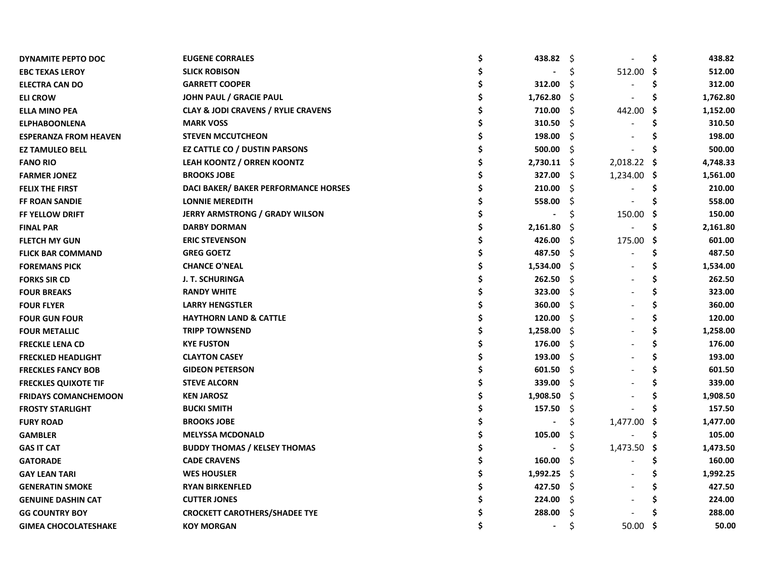| | | | | |
|---|---|---|---|---|
| **DYNAMITE PEPTO DOC** | **EUGENE CORRALES** | **$ 438.82** | $ - | **$ 438.82** |
| **EBC TEXAS LEROY** | **SLICK ROBISON** | **$ -** | $ 512.00 | **$ 512.00** |
| **ELECTRA CAN DO** | **GARRETT COOPER** | **$ 312.00** | $ - | **$ 312.00** |
| **ELI CROW** | **JOHN PAUL / GRACIE PAUL** | **$ 1,762.80** | $ - | **$ 1,762.80** |
| **ELLA MINO PEA** | **CLAY & JODI CRAVENS / RYLIE CRAVENS** | **$ 710.00** | $ 442.00 | **$ 1,152.00** |
| **ELPHABOONLENA** | **MARK VOSS** | **$ 310.50** | $ - | **$ 310.50** |
| **ESPERANZA FROM HEAVEN** | **STEVEN MCCUTCHEON** | **$ 198.00** | $ - | **$ 198.00** |
| **EZ TAMULEO BELL** | **EZ CATTLE CO / DUSTIN PARSONS** | **$ 500.00** | $ - | **$ 500.00** |
| **FANO RIO** | **LEAH KOONTZ / ORREN KOONTZ** | **$ 2,730.11** | $ 2,018.22 | **$ 4,748.33** |
| **FARMER JONEZ** | **BROOKS JOBE** | **$ 327.00** | $ 1,234.00 | **$ 1,561.00** |
| **FELIX THE FIRST** | **DACI BAKER/ BAKER PERFORMANCE HORSES** | **$ 210.00** | $ - | **$ 210.00** |
| **FF ROAN SANDIE** | **LONNIE MEREDITH** | **$ 558.00** | $ - | **$ 558.00** |
| **FF YELLOW DRIFT** | **JERRY ARMSTRONG / GRADY WILSON** | **$ -** | $ 150.00 | **$ 150.00** |
| **FINAL PAR** | **DARBY DORMAN** | **$ 2,161.80** | $ - | **$ 2,161.80** |
| **FLETCH MY GUN** | **ERIC STEVENSON** | **$ 426.00** | $ 175.00 | **$ 601.00** |
| **FLICK BAR COMMAND** | **GREG GOETZ** | **$ 487.50** | $ - | **$ 487.50** |
| **FOREMANS PICK** | **CHANCE O'NEAL** | **$ 1,534.00** | $ - | **$ 1,534.00** |
| **FORKS SIR CD** | **J. T. SCHURINGA** | **$ 262.50** | $ - | **$ 262.50** |
| **FOUR BREAKS** | **RANDY WHITE** | **$ 323.00** | $ - | **$ 323.00** |
| **FOUR FLYER** | **LARRY HENGSTLER** | **$ 360.00** | $ - | **$ 360.00** |
| **FOUR GUN FOUR** | **HAYTHORN LAND & CATTLE** | **$ 120.00** | $ - | **$ 120.00** |
| **FOUR METALLIC** | **TRIPP TOWNSEND** | **$ 1,258.00** | $ - | **$ 1,258.00** |
| **FRECKLE LENA CD** | **KYE FUSTON** | **$ 176.00** | $ - | **$ 176.00** |
| **FRECKLED HEADLIGHT** | **CLAYTON CASEY** | **$ 193.00** | $ - | **$ 193.00** |
| **FRECKLES FANCY BOB** | **GIDEON PETERSON** | **$ 601.50** | $ - | **$ 601.50** |
| **FRECKLES QUIXOTE TIF** | **STEVE ALCORN** | **$ 339.00** | $ - | **$ 339.00** |
| **FRIDAYS COMANCHEMOON** | **KEN JAROSZ** | **$ 1,908.50** | $ - | **$ 1,908.50** |
| **FROSTY STARLIGHT** | **BUCKI SMITH** | **$ 157.50** | $ - | **$ 157.50** |
| **FURY ROAD** | **BROOKS JOBE** | **$ -** | $ 1,477.00 | **$ 1,477.00** |
| **GAMBLER** | **MELYSSA MCDONALD** | **$ 105.00** | $ - | **$ 105.00** |
| **GAS IT CAT** | **BUDDY THOMAS / KELSEY THOMAS** | **$ -** | $ 1,473.50 | **$ 1,473.50** |
| **GATORADE** | **CADE CRAVENS** | **$ 160.00** | $ - | **$ 160.00** |
| **GAY LEAN TARI** | **WES HOUSLER** | **$ 1,992.25** | $ - | **$ 1,992.25** |
| **GENERATIN SMOKE** | **RYAN BIRKENFLED** | **$ 427.50** | $ - | **$ 427.50** |
| **GENUINE DASHIN CAT** | **CUTTER JONES** | **$ 224.00** | $ - | **$ 224.00** |
| **GG COUNTRY BOY** | **CROCKETT CAROTHERS/SHADEE TYE** | **$ 288.00** | $ - | **$ 288.00** |
| **GIMEA CHOCOLATESHAKE** | **KOY MORGAN** | **$ -** | $ 50.00 | **$ 50.00** |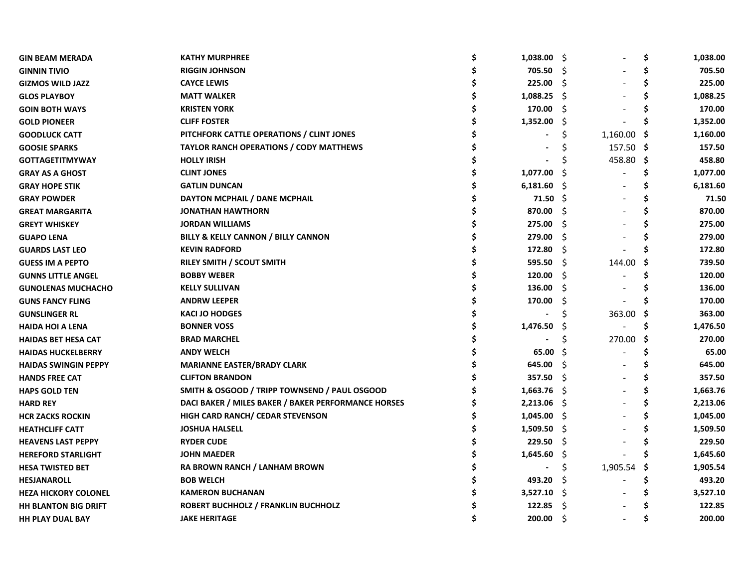| | | | | |
|---|---|---|---|---|
| GIN BEAM MERADA | KATHY MURPHREE | $ 1,038.00 | $ - | $ 1,038.00 |
| GINNIN TIVIO | RIGGIN JOHNSON | $ 705.50 | $ - | $ 705.50 |
| GIZMOS WILD JAZZ | CAYCE LEWIS | $ 225.00 | $ - | $ 225.00 |
| GLOS PLAYBOY | MATT WALKER | $ 1,088.25 | $ - | $ 1,088.25 |
| GOIN BOTH WAYS | KRISTEN YORK | $ 170.00 | $ - | $ 170.00 |
| GOLD PIONEER | CLIFF FOSTER | $ 1,352.00 | $ - | $ 1,352.00 |
| GOODLUCK CATT | PITCHFORK CATTLE OPERATIONS / CLINT JONES | $ - | $ 1,160.00 | $ 1,160.00 |
| GOOSIE SPARKS | TAYLOR RANCH OPERATIONS / CODY MATTHEWS | $ - | $ 157.50 | $ 157.50 |
| GOTTAGETITMYWAY | HOLLY IRISH | $ - | $ 458.80 | $ 458.80 |
| GRAY AS A GHOST | CLINT JONES | $ 1,077.00 | $ - | $ 1,077.00 |
| GRAY HOPE STIK | GATLIN DUNCAN | $ 6,181.60 | $ - | $ 6,181.60 |
| GRAY POWDER | DAYTON MCPHAIL / DANE MCPHAIL | $ 71.50 | $ - | $ 71.50 |
| GREAT MARGARITA | JONATHAN HAWTHORN | $ 870.00 | $ - | $ 870.00 |
| GREYT WHISKEY | JORDAN WILLIAMS | $ 275.00 | $ - | $ 275.00 |
| GUAPO LENA | BILLY & KELLY CANNON / BILLY CANNON | $ 279.00 | $ - | $ 279.00 |
| GUARDS LAST LEO | KEVIN RADFORD | $ 172.80 | $ - | $ 172.80 |
| GUESS IM A PEPTO | RILEY SMITH / SCOUT SMITH | $ 595.50 | $ 144.00 | $ 739.50 |
| GUNNS LITTLE ANGEL | BOBBY WEBER | $ 120.00 | $ - | $ 120.00 |
| GUNOLENAS MUCHACHO | KELLY SULLIVAN | $ 136.00 | $ - | $ 136.00 |
| GUNS FANCY FLING | ANDRW LEEPER | $ 170.00 | $ - | $ 170.00 |
| GUNSLINGER RL | KACI JO HODGES | $ - | $ 363.00 | $ 363.00 |
| HAIDA HOI A LENA | BONNER VOSS | $ 1,476.50 | $ - | $ 1,476.50 |
| HAIDAS BET HESA CAT | BRAD MARCHEL | $ - | $ 270.00 | $ 270.00 |
| HAIDAS HUCKELBERRY | ANDY WELCH | $ 65.00 | $ - | $ 65.00 |
| HAIDAS SWINGIN PEPPY | MARIANNE EASTER/BRADY CLARK | $ 645.00 | $ - | $ 645.00 |
| HANDS FREE CAT | CLIFTON BRANDON | $ 357.50 | $ - | $ 357.50 |
| HAPS GOLD TEN | SMITH & OSGOOD / TRIPP TOWNSEND / PAUL OSGOOD | $ 1,663.76 | $ - | $ 1,663.76 |
| HARD REY | DACI BAKER / MILES BAKER / BAKER PERFORMANCE HORSES | $ 2,213.06 | $ - | $ 2,213.06 |
| HCR ZACKS ROCKIN | HIGH CARD RANCH/ CEDAR STEVENSON | $ 1,045.00 | $ - | $ 1,045.00 |
| HEATHCLIFF CATT | JOSHUA HALSELL | $ 1,509.50 | $ - | $ 1,509.50 |
| HEAVENS LAST PEPPY | RYDER CUDE | $ 229.50 | $ - | $ 229.50 |
| HEREFORD STARLIGHT | JOHN MAEDER | $ 1,645.60 | $ - | $ 1,645.60 |
| HESA TWISTED BET | RA BROWN RANCH / LANHAM BROWN | $ - | $ 1,905.54 | $ 1,905.54 |
| HESJANAROLL | BOB WELCH | $ 493.20 | $ - | $ 493.20 |
| HEZA HICKORY COLONEL | KAMERON BUCHANAN | $ 3,527.10 | $ - | $ 3,527.10 |
| HH BLANTON BIG DRIFT | ROBERT BUCHHOLZ / FRANKLIN BUCHHOLZ | $ 122.85 | $ - | $ 122.85 |
| HH PLAY DUAL BAY | JAKE HERITAGE | $ 200.00 | $ - | $ 200.00 |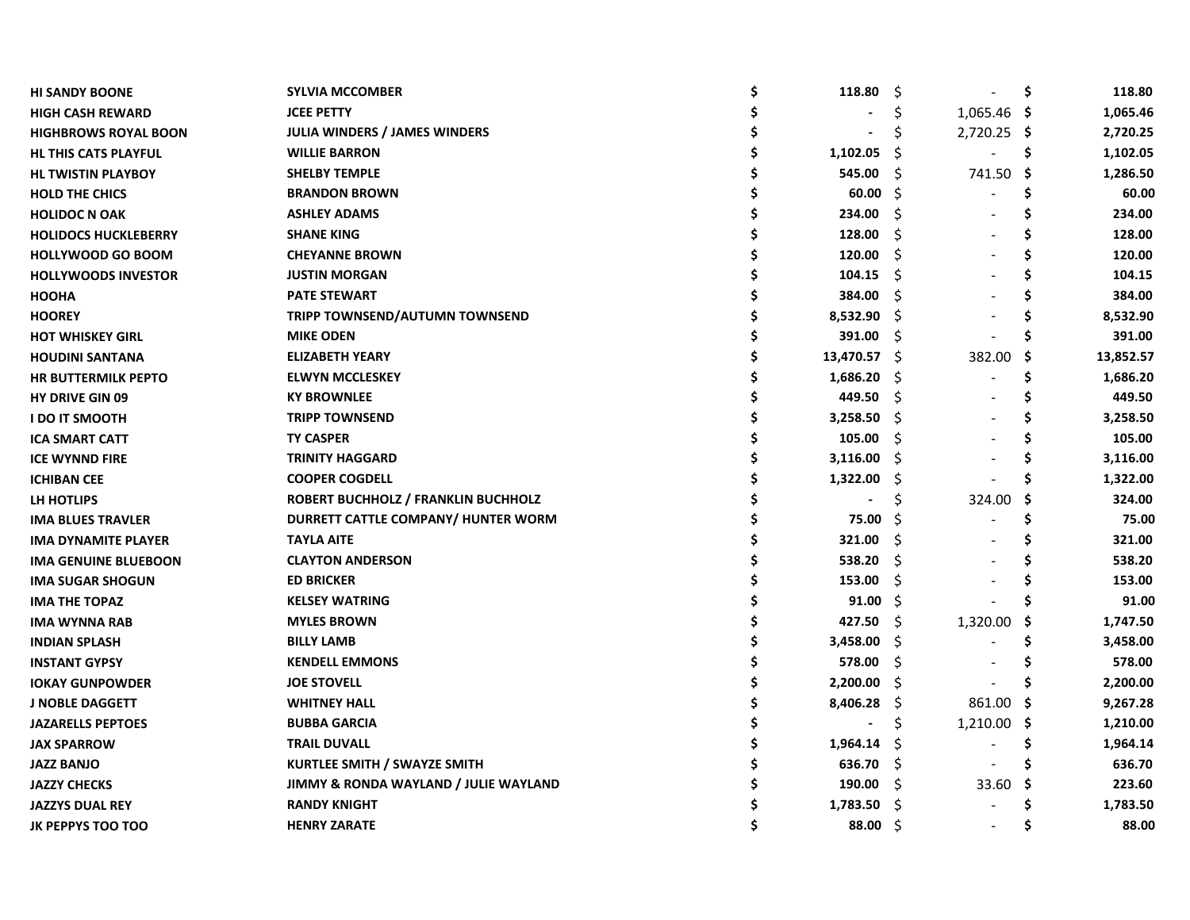| | | | | |
|---|---|---|---|---|
| HI SANDY BOONE | SYLVIA MCCOMBER | $ 118.80 | $ - | $ 118.80 |
| HIGH CASH REWARD | JCEE PETTY | $ - | $ 1,065.46 | $ 1,065.46 |
| HIGHBROWS ROYAL BOON | JULIA WINDERS / JAMES WINDERS | $ - | $ 2,720.25 | $ 2,720.25 |
| HL THIS CATS PLAYFUL | WILLIE BARRON | $ 1,102.05 | $ - | $ 1,102.05 |
| HL TWISTIN PLAYBOY | SHELBY TEMPLE | $ 545.00 | $ 741.50 | $ 1,286.50 |
| HOLD THE CHICS | BRANDON BROWN | $ 60.00 | $ - | $ 60.00 |
| HOLIDOC N OAK | ASHLEY ADAMS | $ 234.00 | $ - | $ 234.00 |
| HOLIDOCS HUCKLEBERRY | SHANE KING | $ 128.00 | $ - | $ 128.00 |
| HOLLYWOOD GO BOOM | CHEYANNE BROWN | $ 120.00 | $ - | $ 120.00 |
| HOLLYWOODS INVESTOR | JUSTIN MORGAN | $ 104.15 | $ - | $ 104.15 |
| HOOHA | PATE STEWART | $ 384.00 | $ - | $ 384.00 |
| HOOREY | TRIPP TOWNSEND/AUTUMN TOWNSEND | $ 8,532.90 | $ - | $ 8,532.90 |
| HOT WHISKEY GIRL | MIKE ODEN | $ 391.00 | $ - | $ 391.00 |
| HOUDINI SANTANA | ELIZABETH YEARY | $ 13,470.57 | $ 382.00 | $ 13,852.57 |
| HR BUTTERMILK PEPTO | ELWYN MCCLESKEY | $ 1,686.20 | $ - | $ 1,686.20 |
| HY DRIVE GIN 09 | KY BROWNLEE | $ 449.50 | $ - | $ 449.50 |
| I DO IT SMOOTH | TRIPP TOWNSEND | $ 3,258.50 | $ - | $ 3,258.50 |
| ICA SMART CATT | TY CASPER | $ 105.00 | $ - | $ 105.00 |
| ICE WYNND FIRE | TRINITY HAGGARD | $ 3,116.00 | $ - | $ 3,116.00 |
| ICHIBAN CEE | COOPER COGDELL | $ 1,322.00 | $ - | $ 1,322.00 |
| LH HOTLIPS | ROBERT BUCHHOLZ / FRANKLIN BUCHHOLZ | $ - | $ 324.00 | $ 324.00 |
| IMA BLUES TRAVLER | DURRETT CATTLE COMPANY/ HUNTER WORM | $ 75.00 | $ - | $ 75.00 |
| IMA DYNAMITE PLAYER | TAYLA AITE | $ 321.00 | $ - | $ 321.00 |
| IMA GENUINE BLUEBOON | CLAYTON ANDERSON | $ 538.20 | $ - | $ 538.20 |
| IMA SUGAR SHOGUN | ED BRICKER | $ 153.00 | $ - | $ 153.00 |
| IMA THE TOPAZ | KELSEY WATRING | $ 91.00 | $ - | $ 91.00 |
| IMA WYNNA RAB | MYLES BROWN | $ 427.50 | $ 1,320.00 | $ 1,747.50 |
| INDIAN SPLASH | BILLY LAMB | $ 3,458.00 | $ - | $ 3,458.00 |
| INSTANT GYPSY | KENDELL EMMONS | $ 578.00 | $ - | $ 578.00 |
| IOKAY GUNPOWDER | JOE STOVELL | $ 2,200.00 | $ - | $ 2,200.00 |
| J NOBLE DAGGETT | WHITNEY HALL | $ 8,406.28 | $ 861.00 | $ 9,267.28 |
| JAZARELLS PEPTOES | BUBBA GARCIA | $ - | $ 1,210.00 | $ 1,210.00 |
| JAX SPARROW | TRAIL DUVALL | $ 1,964.14 | $ - | $ 1,964.14 |
| JAZZ BANJO | KURTLEE SMITH / SWAYZE SMITH | $ 636.70 | $ - | $ 636.70 |
| JAZZY CHECKS | JIMMY & RONDA WAYLAND / JULIE WAYLAND | $ 190.00 | $ 33.60 | $ 223.60 |
| JAZZYS DUAL REY | RANDY KNIGHT | $ 1,783.50 | $ - | $ 1,783.50 |
| JK PEPPYS TOO TOO | HENRY ZARATE | $ 88.00 | $ - | $ 88.00 |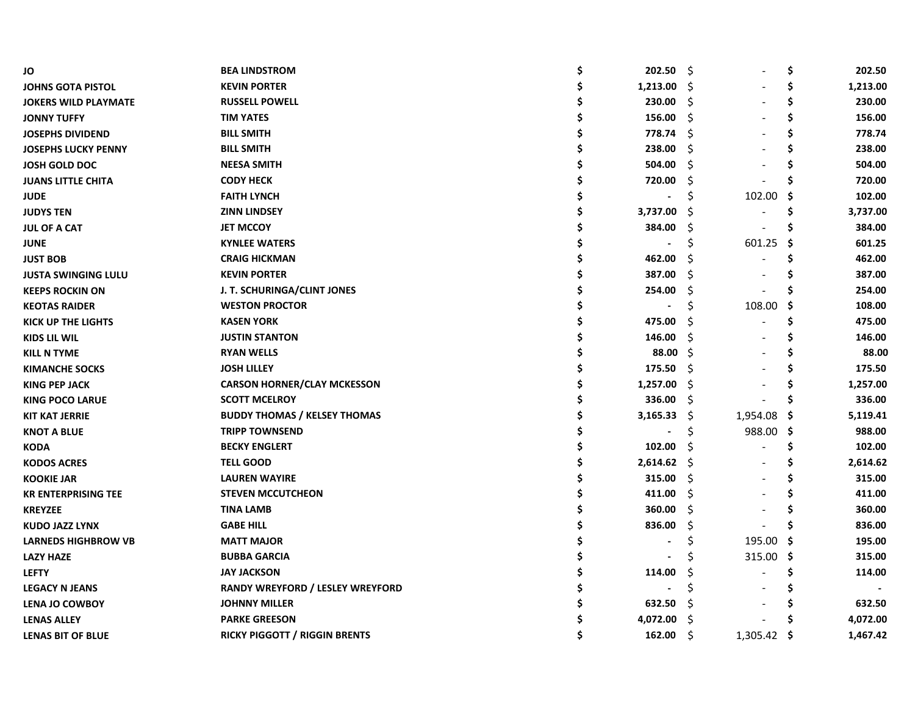| | | | | |
|---|---|---|---|---|
| JO | BEA LINDSTROM | $ 202.50 | $ - | $ 202.50 |
| JOHNS GOTA PISTOL | KEVIN PORTER | $ 1,213.00 | $ - | $ 1,213.00 |
| JOKERS WILD PLAYMATE | RUSSELL POWELL | $ 230.00 | $ - | $ 230.00 |
| JONNY TUFFY | TIM YATES | $ 156.00 | $ - | $ 156.00 |
| JOSEPHS DIVIDEND | BILL SMITH | $ 778.74 | $ - | $ 778.74 |
| JOSEPHS LUCKY PENNY | BILL SMITH | $ 238.00 | $ - | $ 238.00 |
| JOSH GOLD DOC | NEESA SMITH | $ 504.00 | $ - | $ 504.00 |
| JUANS LITTLE CHITA | CODY HECK | $ 720.00 | $ - | $ 720.00 |
| JUDE | FAITH LYNCH | $ - | $ 102.00 | $ 102.00 |
| JUDYS TEN | ZINN LINDSEY | $ 3,737.00 | $ - | $ 3,737.00 |
| JUL OF A CAT | JET MCCOY | $ 384.00 | $ - | $ 384.00 |
| JUNE | KYNLEE WATERS | $ - | $ 601.25 | $ 601.25 |
| JUST BOB | CRAIG HICKMAN | $ 462.00 | $ - | $ 462.00 |
| JUSTA SWINGING LULU | KEVIN PORTER | $ 387.00 | $ - | $ 387.00 |
| KEEPS ROCKIN ON | J. T. SCHURINGA/CLINT JONES | $ 254.00 | $ - | $ 254.00 |
| KEOTAS RAIDER | WESTON PROCTOR | $ - | $ 108.00 | $ 108.00 |
| KICK UP THE LIGHTS | KASEN YORK | $ 475.00 | $ - | $ 475.00 |
| KIDS LIL WIL | JUSTIN STANTON | $ 146.00 | $ - | $ 146.00 |
| KILL N TYME | RYAN WELLS | $ 88.00 | $ - | $ 88.00 |
| KIMANCHE SOCKS | JOSH LILLEY | $ 175.50 | $ - | $ 175.50 |
| KING PEP JACK | CARSON HORNER/CLAY MCKESSON | $ 1,257.00 | $ - | $ 1,257.00 |
| KING POCO LARUE | SCOTT MCELROY | $ 336.00 | $ - | $ 336.00 |
| KIT KAT JERRIE | BUDDY THOMAS / KELSEY THOMAS | $ 3,165.33 | $ 1,954.08 | $ 5,119.41 |
| KNOT A BLUE | TRIPP TOWNSEND | $ - | $ 988.00 | $ 988.00 |
| KODA | BECKY ENGLERT | $ 102.00 | $ - | $ 102.00 |
| KODOS ACRES | TELL GOOD | $ 2,614.62 | $ - | $ 2,614.62 |
| KOOKIE JAR | LAUREN WAYIRE | $ 315.00 | $ - | $ 315.00 |
| KR ENTERPRISING TEE | STEVEN MCCUTCHEON | $ 411.00 | $ - | $ 411.00 |
| KREYZEE | TINA LAMB | $ 360.00 | $ - | $ 360.00 |
| KUDO JAZZ LYNX | GABE HILL | $ 836.00 | $ - | $ 836.00 |
| LARNEDS HIGHBROW VB | MATT MAJOR | $ - | $ 195.00 | $ 195.00 |
| LAZY HAZE | BUBBA GARCIA | $ - | $ 315.00 | $ 315.00 |
| LEFTY | JAY JACKSON | $ 114.00 | $ - | $ 114.00 |
| LEGACY N JEANS | RANDY WREYFORD / LESLEY WREYFORD | $ - | $ - | $ - |
| LENA JO COWBOY | JOHNNY MILLER | $ 632.50 | $ - | $ 632.50 |
| LENAS ALLEY | PARKE GREESON | $ 4,072.00 | $ - | $ 4,072.00 |
| LENAS BIT OF BLUE | RICKY PIGGOTT / RIGGIN BRENTS | $ 162.00 | $ 1,305.42 | $ 1,467.42 |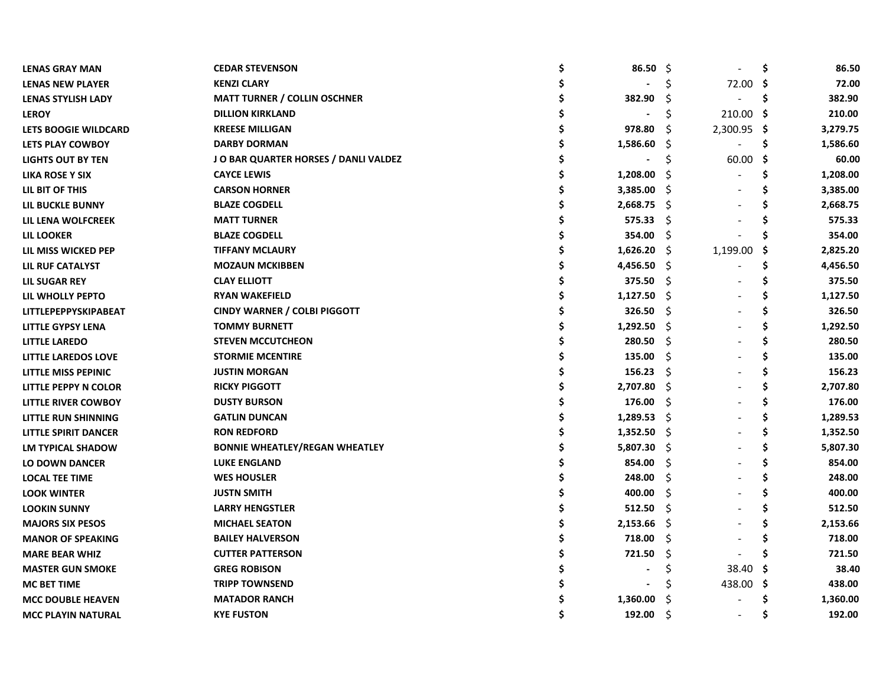| | | | | |
|---|---|---|---|---|
| LENAS GRAY MAN | CEDAR STEVENSON | $ 86.50 | $ - | $ 86.50 |
| LENAS NEW PLAYER | KENZI CLARY | $ - | $ 72.00 | $ 72.00 |
| LENAS STYLISH LADY | MATT TURNER / COLLIN OSCHNER | $ 382.90 | $ - | $ 382.90 |
| LEROY | DILLION KIRKLAND | $ - | $ 210.00 | $ 210.00 |
| LETS BOOGIE WILDCARD | KREESE MILLIGAN | $ 978.80 | $ 2,300.95 | $ 3,279.75 |
| LETS PLAY COWBOY | DARBY DORMAN | $ 1,586.60 | $ - | $ 1,586.60 |
| LIGHTS OUT BY TEN | J O BAR QUARTER HORSES / DANLI VALDEZ | $ - | $ 60.00 | $ 60.00 |
| LIKA ROSE Y SIX | CAYCE LEWIS | $ 1,208.00 | $ - | $ 1,208.00 |
| LIL BIT OF THIS | CARSON HORNER | $ 3,385.00 | $ - | $ 3,385.00 |
| LIL BUCKLE BUNNY | BLAZE COGDELL | $ 2,668.75 | $ - | $ 2,668.75 |
| LIL LENA WOLFCREEK | MATT TURNER | $ 575.33 | $ - | $ 575.33 |
| LIL LOOKER | BLAZE COGDELL | $ 354.00 | $ - | $ 354.00 |
| LIL MISS WICKED PEP | TIFFANY MCLAURY | $ 1,626.20 | $ 1,199.00 | $ 2,825.20 |
| LIL RUF CATALYST | MOZAUN MCKIBBEN | $ 4,456.50 | $ - | $ 4,456.50 |
| LIL SUGAR REY | CLAY ELLIOTT | $ 375.50 | $ - | $ 375.50 |
| LIL WHOLLY PEPTO | RYAN WAKEFIELD | $ 1,127.50 | $ - | $ 1,127.50 |
| LITTLEPEPPYSKIPABEAT | CINDY WARNER / COLBI PIGGOTT | $ 326.50 | $ - | $ 326.50 |
| LITTLE GYPSY LENA | TOMMY BURNETT | $ 1,292.50 | $ - | $ 1,292.50 |
| LITTLE LAREDO | STEVEN MCCUTCHEON | $ 280.50 | $ - | $ 280.50 |
| LITTLE LAREDOS LOVE | STORMIE MCENTIRE | $ 135.00 | $ - | $ 135.00 |
| LITTLE MISS PEPINIC | JUSTIN MORGAN | $ 156.23 | $ - | $ 156.23 |
| LITTLE PEPPY N COLOR | RICKY PIGGOTT | $ 2,707.80 | $ - | $ 2,707.80 |
| LITTLE RIVER COWBOY | DUSTY BURSON | $ 176.00 | $ - | $ 176.00 |
| LITTLE RUN SHINNING | GATLIN DUNCAN | $ 1,289.53 | $ - | $ 1,289.53 |
| LITTLE SPIRIT DANCER | RON REDFORD | $ 1,352.50 | $ - | $ 1,352.50 |
| LM TYPICAL SHADOW | BONNIE WHEATLEY/REGAN WHEATLEY | $ 5,807.30 | $ - | $ 5,807.30 |
| LO DOWN DANCER | LUKE ENGLAND | $ 854.00 | $ - | $ 854.00 |
| LOCAL TEE TIME | WES HOUSLER | $ 248.00 | $ - | $ 248.00 |
| LOOK WINTER | JUSTN SMITH | $ 400.00 | $ - | $ 400.00 |
| LOOKIN SUNNY | LARRY HENGSTLER | $ 512.50 | $ - | $ 512.50 |
| MAJORS SIX PESOS | MICHAEL SEATON | $ 2,153.66 | $ - | $ 2,153.66 |
| MANOR OF SPEAKING | BAILEY HALVERSON | $ 718.00 | $ - | $ 718.00 |
| MARE BEAR WHIZ | CUTTER PATTERSON | $ 721.50 | $ - | $ 721.50 |
| MASTER GUN SMOKE | GREG ROBISON | $ - | $ 38.40 | $ 38.40 |
| MC BET TIME | TRIPP TOWNSEND | $ - | $ 438.00 | $ 438.00 |
| MCC DOUBLE HEAVEN | MATADOR RANCH | $ 1,360.00 | $ - | $ 1,360.00 |
| MCC PLAYIN NATURAL | KYE FUSTON | $ 192.00 | $ - | $ 192.00 |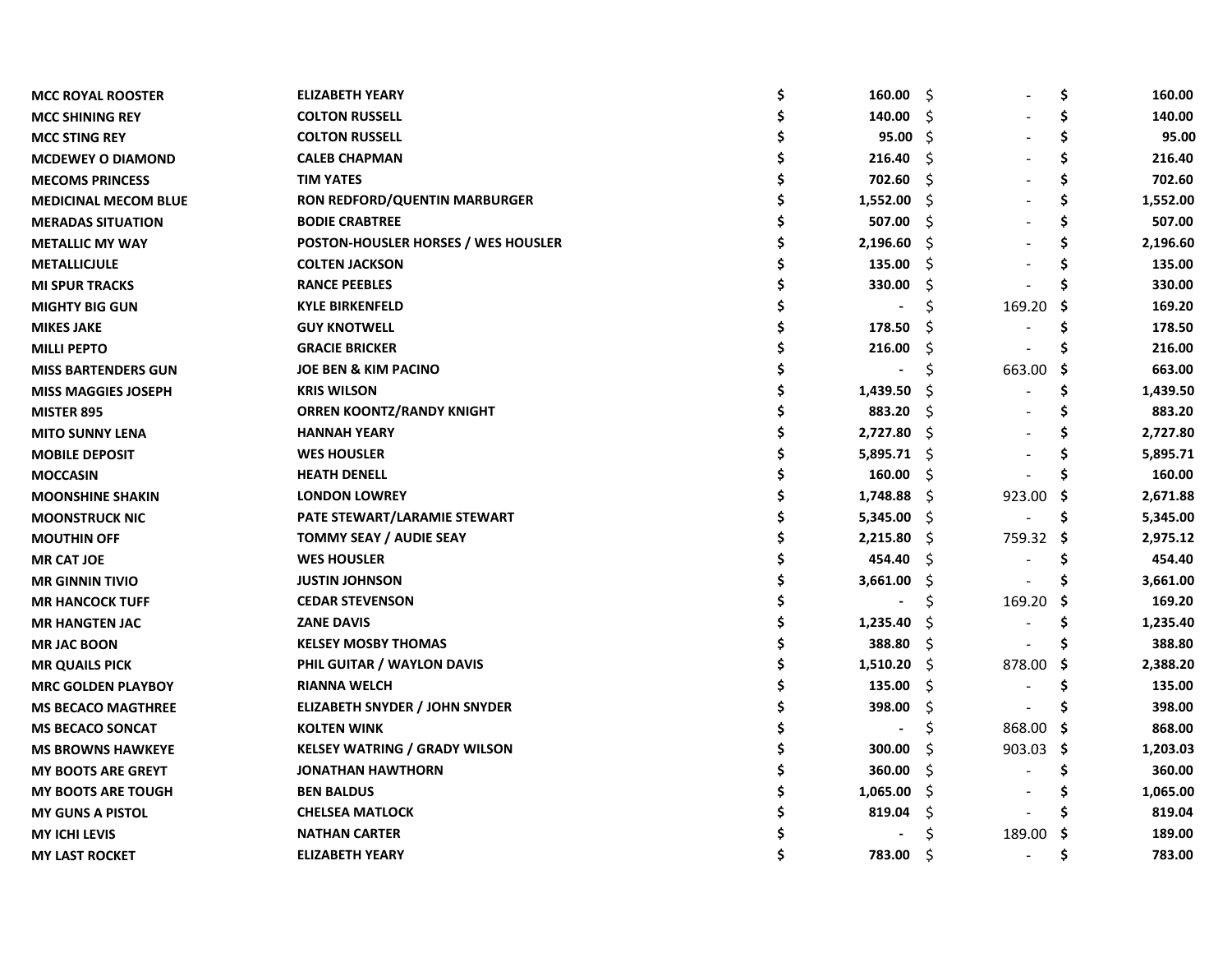| | | | | |
|---|---|---|---|---|
| MCC ROYAL ROOSTER | ELIZABETH YEARY | $ 160.00 | $ - | $ 160.00 |
| MCC SHINING REY | COLTON RUSSELL | $ 140.00 | $ - | $ 140.00 |
| MCC STING REY | COLTON RUSSELL | $ 95.00 | $ - | $ 95.00 |
| MCDEWEY O DIAMOND | CALEB CHAPMAN | $ 216.40 | $ - | $ 216.40 |
| MECOMS PRINCESS | TIM YATES | $ 702.60 | $ - | $ 702.60 |
| MEDICINAL MECOM BLUE | RON REDFORD/QUENTIN MARBURGER | $ 1,552.00 | $ - | $ 1,552.00 |
| MERADAS SITUATION | BODIE CRABTREE | $ 507.00 | $ - | $ 507.00 |
| METALLIC MY WAY | POSTON-HOUSLER HORSES / WES HOUSLER | $ 2,196.60 | $ - | $ 2,196.60 |
| METALLICJULE | COLTEN JACKSON | $ 135.00 | $ - | $ 135.00 |
| MI SPUR TRACKS | RANCE PEEBLES | $ 330.00 | $ - | $ 330.00 |
| MIGHTY BIG GUN | KYLE BIRKENFELD | $ - | $ 169.20 | $ 169.20 |
| MIKES JAKE | GUY KNOTWELL | $ 178.50 | $ - | $ 178.50 |
| MILLI PEPTO | GRACIE BRICKER | $ 216.00 | $ - | $ 216.00 |
| MISS BARTENDERS GUN | JOE BEN & KIM PACINO | $ - | $ 663.00 | $ 663.00 |
| MISS MAGGIES JOSEPH | KRIS WILSON | $ 1,439.50 | $ - | $ 1,439.50 |
| MISTER 895 | ORREN KOONTZ/RANDY KNIGHT | $ 883.20 | $ - | $ 883.20 |
| MITO SUNNY LENA | HANNAH YEARY | $ 2,727.80 | $ - | $ 2,727.80 |
| MOBILE DEPOSIT | WES HOUSLER | $ 5,895.71 | $ - | $ 5,895.71 |
| MOCCASIN | HEATH DENELL | $ 160.00 | $ - | $ 160.00 |
| MOONSHINE SHAKIN | LONDON LOWREY | $ 1,748.88 | $ 923.00 | $ 2,671.88 |
| MOONSTRUCK NIC | PATE STEWART/LARAMIE STEWART | $ 5,345.00 | $ - | $ 5,345.00 |
| MOUTHIN OFF | TOMMY SEAY / AUDIE SEAY | $ 2,215.80 | $ 759.32 | $ 2,975.12 |
| MR CAT JOE | WES HOUSLER | $ 454.40 | $ - | $ 454.40 |
| MR GINNIN TIVIO | JUSTIN JOHNSON | $ 3,661.00 | $ - | $ 3,661.00 |
| MR HANCOCK TUFF | CEDAR STEVENSON | $ - | $ 169.20 | $ 169.20 |
| MR HANGTEN JAC | ZANE DAVIS | $ 1,235.40 | $ - | $ 1,235.40 |
| MR JAC BOON | KELSEY MOSBY THOMAS | $ 388.80 | $ - | $ 388.80 |
| MR QUAILS PICK | PHIL GUITAR / WAYLON DAVIS | $ 1,510.20 | $ 878.00 | $ 2,388.20 |
| MRC GOLDEN PLAYBOY | RIANNA WELCH | $ 135.00 | $ - | $ 135.00 |
| MS BECACO MAGTHREE | ELIZABETH SNYDER / JOHN SNYDER | $ 398.00 | $ - | $ 398.00 |
| MS BECACO SONCAT | KOLTEN WINK | $ - | $ 868.00 | $ 868.00 |
| MS BROWNS HAWKEYE | KELSEY WATRING / GRADY WILSON | $ 300.00 | $ 903.03 | $ 1,203.03 |
| MY BOOTS ARE GREYT | JONATHAN HAWTHORN | $ 360.00 | $ - | $ 360.00 |
| MY BOOTS ARE TOUGH | BEN BALDUS | $ 1,065.00 | $ - | $ 1,065.00 |
| MY GUNS A PISTOL | CHELSEA MATLOCK | $ 819.04 | $ - | $ 819.04 |
| MY ICHI LEVIS | NATHAN CARTER | $ - | $ 189.00 | $ 189.00 |
| MY LAST ROCKET | ELIZABETH YEARY | $ 783.00 | $ - | $ 783.00 |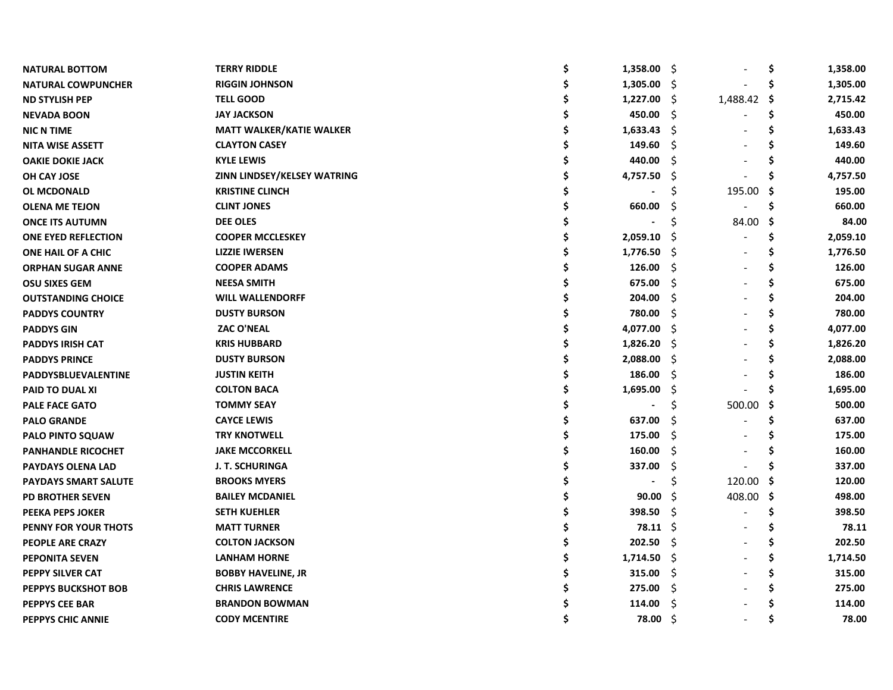| | | | | |
|---|---|---|---|---|
| **NATURAL BOTTOM** | **TERRY RIDDLE** | **$ 1,358.00** | $ - | **$ 1,358.00** |
| **NATURAL COWPUNCHER** | **RIGGIN JOHNSON** | **$ 1,305.00** | $ - | **$ 1,305.00** |
| **ND STYLISH PEP** | **TELL GOOD** | **$ 1,227.00** | $ 1,488.42 | **$ 2,715.42** |
| **NEVADA BOON** | **JAY JACKSON** | **$ 450.00** | $ - | **$ 450.00** |
| **NIC N TIME** | **MATT WALKER/KATIE WALKER** | **$ 1,633.43** | $ - | **$ 1,633.43** |
| **NITA WISE ASSETT** | **CLAYTON CASEY** | **$ 149.60** | $ - | **$ 149.60** |
| **OAKIE DOKIE JACK** | **KYLE LEWIS** | **$ 440.00** | $ - | **$ 440.00** |
| **OH CAY JOSE** | **ZINN LINDSEY/KELSEY WATRING** | **$ 4,757.50** | $ - | **$ 4,757.50** |
| **OL MCDONALD** | **KRISTINE CLINCH** | **$ -** | $ 195.00 | **$ 195.00** |
| **OLENA ME TEJON** | **CLINT JONES** | **$ 660.00** | $ - | **$ 660.00** |
| **ONCE ITS AUTUMN** | **DEE OLES** | **$ -** | $ 84.00 | **$ 84.00** |
| **ONE EYED REFLECTION** | **COOPER MCCLESKEY** | **$ 2,059.10** | $ - | **$ 2,059.10** |
| **ONE HAIL OF A CHIC** | **LIZZIE IWERSEN** | **$ 1,776.50** | $ - | **$ 1,776.50** |
| **ORPHAN SUGAR ANNE** | **COOPER ADAMS** | **$ 126.00** | $ - | **$ 126.00** |
| **OSU SIXES GEM** | **NEESA SMITH** | **$ 675.00** | $ - | **$ 675.00** |
| **OUTSTANDING CHOICE** | **WILL WALLENDORFF** | **$ 204.00** | $ - | **$ 204.00** |
| **PADDYS COUNTRY** | **DUSTY BURSON** | **$ 780.00** | $ - | **$ 780.00** |
| **PADDYS GIN** | **ZAC O'NEAL** | **$ 4,077.00** | $ - | **$ 4,077.00** |
| **PADDYS IRISH CAT** | **KRIS HUBBARD** | **$ 1,826.20** | $ - | **$ 1,826.20** |
| **PADDYS PRINCE** | **DUSTY BURSON** | **$ 2,088.00** | $ - | **$ 2,088.00** |
| **PADDYSBLUEVALENTINE** | **JUSTIN KEITH** | **$ 186.00** | $ - | **$ 186.00** |
| **PAID TO DUAL XI** | **COLTON BACA** | **$ 1,695.00** | $ - | **$ 1,695.00** |
| **PALE FACE GATO** | **TOMMY SEAY** | **$ -** | $ 500.00 | **$ 500.00** |
| **PALO GRANDE** | **CAYCE LEWIS** | **$ 637.00** | $ - | **$ 637.00** |
| **PALO PINTO SQUAW** | **TRY KNOTWELL** | **$ 175.00** | $ - | **$ 175.00** |
| **PANHANDLE RICOCHET** | **JAKE MCCORKELL** | **$ 160.00** | $ - | **$ 160.00** |
| **PAYDAYS OLENA LAD** | **J. T. SCHURINGA** | **$ 337.00** | $ - | **$ 337.00** |
| **PAYDAYS SMART SALUTE** | **BROOKS MYERS** | **$ -** | $ 120.00 | **$ 120.00** |
| **PD BROTHER SEVEN** | **BAILEY MCDANIEL** | **$ 90.00** | $ 408.00 | **$ 498.00** |
| **PEEKA PEPS JOKER** | **SETH KUEHLER** | **$ 398.50** | $ - | **$ 398.50** |
| **PENNY FOR YOUR THOTS** | **MATT TURNER** | **$ 78.11** | $ - | **$ 78.11** |
| **PEOPLE ARE CRAZY** | **COLTON JACKSON** | **$ 202.50** | $ - | **$ 202.50** |
| **PEPONITA SEVEN** | **LANHAM HORNE** | **$ 1,714.50** | $ - | **$ 1,714.50** |
| **PEPPY SILVER CAT** | **BOBBY HAVELINE, JR** | **$ 315.00** | $ - | **$ 315.00** |
| **PEPPYS BUCKSHOT BOB** | **CHRIS LAWRENCE** | **$ 275.00** | $ - | **$ 275.00** |
| **PEPPYS CEE BAR** | **BRANDON BOWMAN** | **$ 114.00** | $ - | **$ 114.00** |
| **PEPPYS CHIC ANNIE** | **CODY MCENTIRE** | **$ 78.00** | $ - | **$ 78.00** |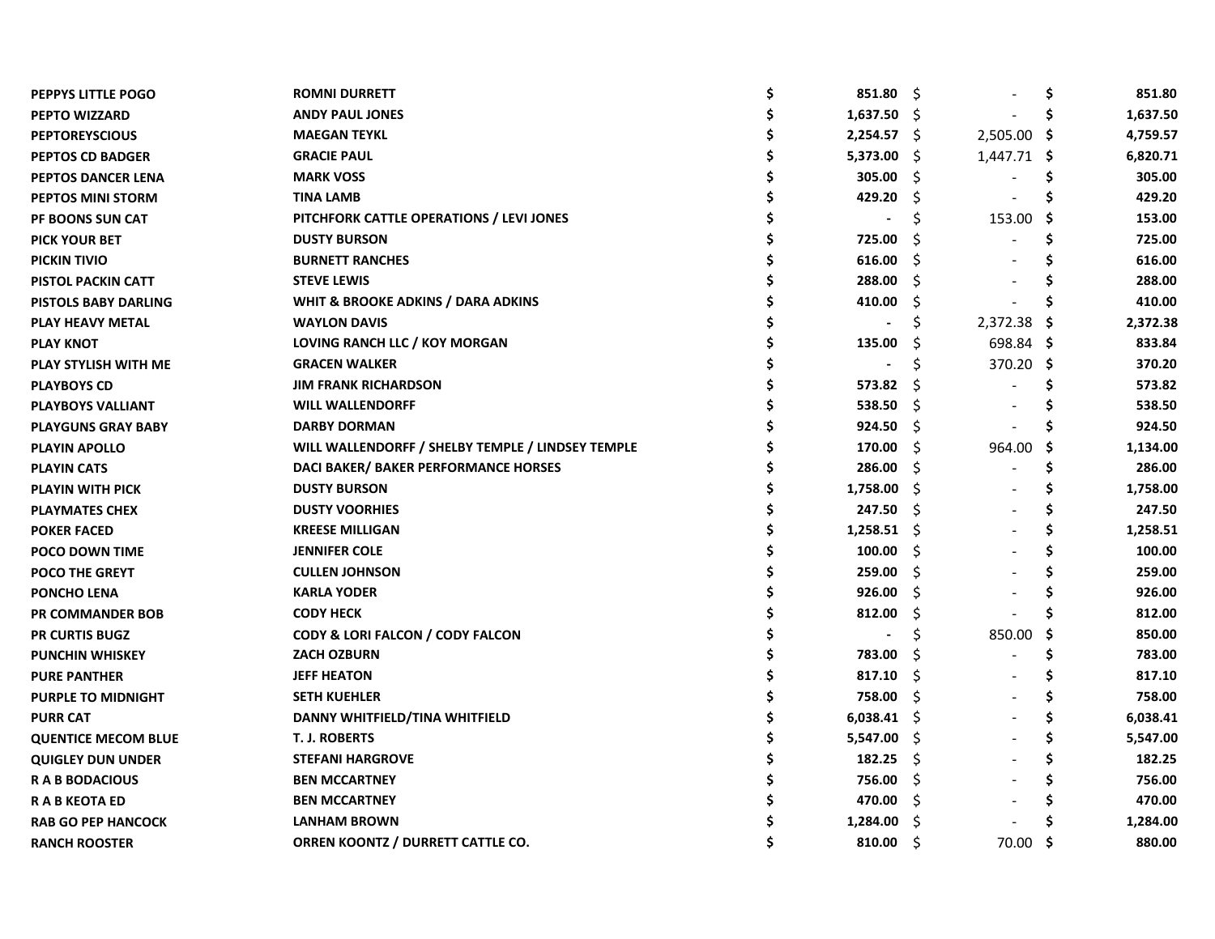| | | | | |
|---|---|---|---|---|
| **PEPPYS LITTLE POGO** | **ROMNI DURRETT** | **$ 851.80** | $ - | **$ 851.80** |
| **PEPTO WIZZARD** | **ANDY PAUL JONES** | **$ 1,637.50** | $ - | **$ 1,637.50** |
| **PEPTOREYSCIOUS** | **MAEGAN TEYKL** | **$ 2,254.57** | $ 2,505.00 | **$ 4,759.57** |
| **PEPTOS CD BADGER** | **GRACIE PAUL** | **$ 5,373.00** | $ 1,447.71 | **$ 6,820.71** |
| **PEPTOS DANCER LENA** | **MARK VOSS** | **$ 305.00** | $ - | **$ 305.00** |
| **PEPTOS MINI STORM** | **TINA LAMB** | **$ 429.20** | $ - | **$ 429.20** |
| **PF BOONS SUN CAT** | **PITCHFORK CATTLE OPERATIONS / LEVI JONES** | **$ -** | $ 153.00 | **$ 153.00** |
| **PICK YOUR BET** | **DUSTY BURSON** | **$ 725.00** | $ - | **$ 725.00** |
| **PICKIN TIVIO** | **BURNETT RANCHES** | **$ 616.00** | $ - | **$ 616.00** |
| **PISTOL PACKIN CATT** | **STEVE LEWIS** | **$ 288.00** | $ - | **$ 288.00** |
| **PISTOLS BABY DARLING** | **WHIT & BROOKE ADKINS / DARA ADKINS** | **$ 410.00** | $ - | **$ 410.00** |
| **PLAY HEAVY METAL** | **WAYLON DAVIS** | **$ -** | $ 2,372.38 | **$ 2,372.38** |
| **PLAY KNOT** | **LOVING RANCH LLC / KOY MORGAN** | **$ 135.00** | $ 698.84 | **$ 833.84** |
| **PLAY STYLISH WITH ME** | **GRACEN WALKER** | **$ -** | $ 370.20 | **$ 370.20** |
| **PLAYBOYS CD** | **JIM FRANK RICHARDSON** | **$ 573.82** | $ - | **$ 573.82** |
| **PLAYBOYS VALLIANT** | **WILL WALLENDORFF** | **$ 538.50** | $ - | **$ 538.50** |
| **PLAYGUNS GRAY BABY** | **DARBY DORMAN** | **$ 924.50** | $ - | **$ 924.50** |
| **PLAYIN APOLLO** | **WILL WALLENDORFF / SHELBY TEMPLE / LINDSEY TEMPLE** | **$ 170.00** | $ 964.00 | **$ 1,134.00** |
| **PLAYIN CATS** | **DACI BAKER/ BAKER PERFORMANCE HORSES** | **$ 286.00** | $ - | **$ 286.00** |
| **PLAYIN WITH PICK** | **DUSTY BURSON** | **$ 1,758.00** | $ - | **$ 1,758.00** |
| **PLAYMATES CHEX** | **DUSTY VOORHIES** | **$ 247.50** | $ - | **$ 247.50** |
| **POKER FACED** | **KREESE MILLIGAN** | **$ 1,258.51** | $ - | **$ 1,258.51** |
| **POCO DOWN TIME** | **JENNIFER COLE** | **$ 100.00** | $ - | **$ 100.00** |
| **POCO THE GREYT** | **CULLEN JOHNSON** | **$ 259.00** | $ - | **$ 259.00** |
| **PONCHO LENA** | **KARLA YODER** | **$ 926.00** | $ - | **$ 926.00** |
| **PR COMMANDER BOB** | **CODY HECK** | **$ 812.00** | $ - | **$ 812.00** |
| **PR CURTIS BUGZ** | **CODY & LORI FALCON / CODY FALCON** | **$ -** | $ 850.00 | **$ 850.00** |
| **PUNCHIN WHISKEY** | **ZACH OZBURN** | **$ 783.00** | $ - | **$ 783.00** |
| **PURE PANTHER** | **JEFF HEATON** | **$ 817.10** | $ - | **$ 817.10** |
| **PURPLE TO MIDNIGHT** | **SETH KUEHLER** | **$ 758.00** | $ - | **$ 758.00** |
| **PURR CAT** | **DANNY WHITFIELD/TINA WHITFIELD** | **$ 6,038.41** | $ - | **$ 6,038.41** |
| **QUENTICE MECOM BLUE** | **T. J. ROBERTS** | **$ 5,547.00** | $ - | **$ 5,547.00** |
| **QUIGLEY DUN UNDER** | **STEFANI HARGROVE** | **$ 182.25** | $ - | **$ 182.25** |
| **R A B BODACIOUS** | **BEN MCCARTNEY** | **$ 756.00** | $ - | **$ 756.00** |
| **R A B KEOTA ED** | **BEN MCCARTNEY** | **$ 470.00** | $ - | **$ 470.00** |
| **RAB GO PEP HANCOCK** | **LANHAM BROWN** | **$ 1,284.00** | $ - | **$ 1,284.00** |
| **RANCH ROOSTER** | **ORREN KOONTZ / DURRETT CATTLE CO.** | **$ 810.00** | $ 70.00 | **$ 880.00** |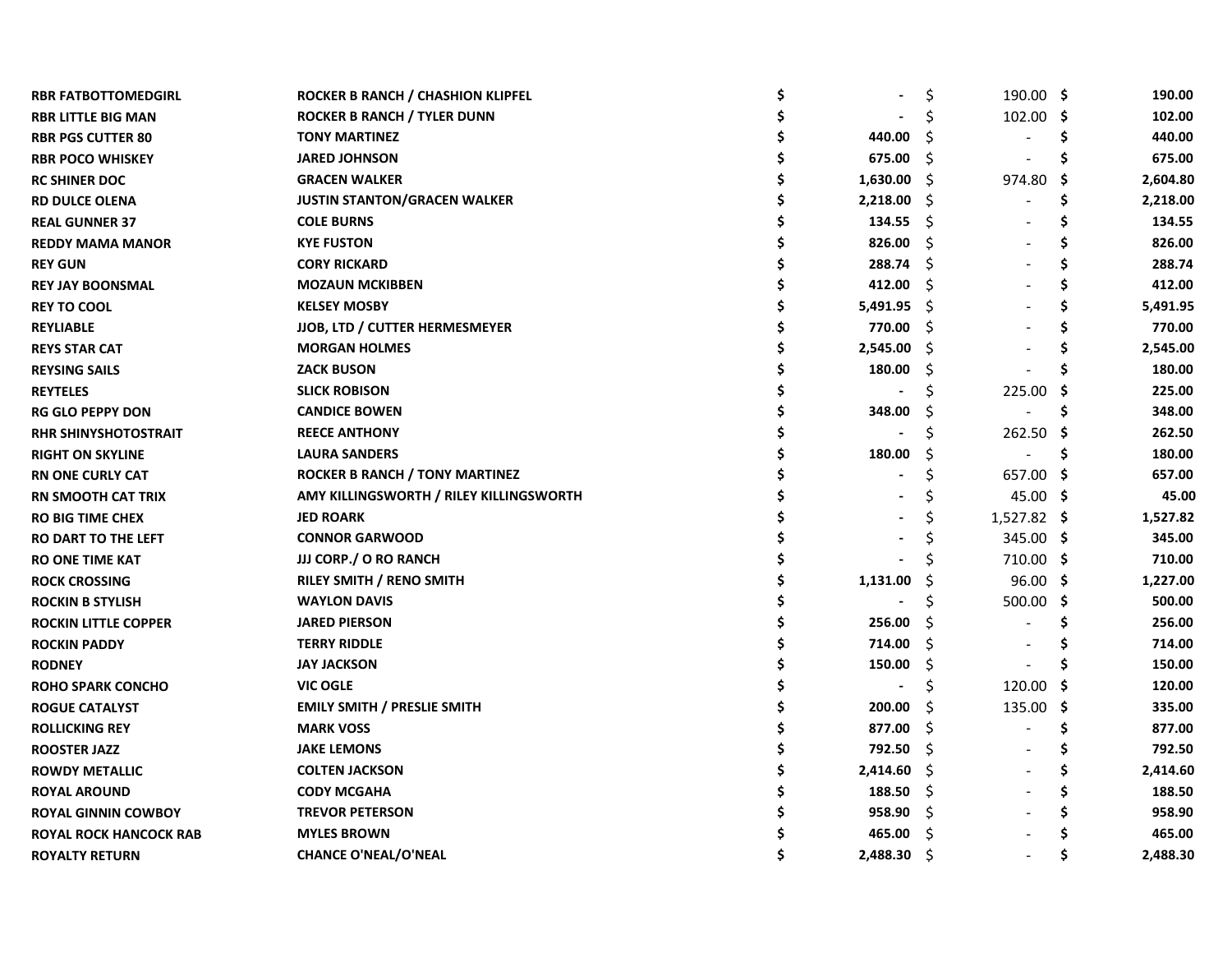| | | | | |
|---|---|---|---|---|
| **RBR FATBOTTOMEDGIRL** | **ROCKER B RANCH / CHASHION KLIPFEL** | **$ -** | $ 190.00 | **$ 190.00** |
| **RBR LITTLE BIG MAN** | **ROCKER B RANCH / TYLER DUNN** | **$ -** | $ 102.00 | **$ 102.00** |
| **RBR PGS CUTTER 80** | **TONY MARTINEZ** | **$ 440.00** | $ - | **$ 440.00** |
| **RBR POCO WHISKEY** | **JARED JOHNSON** | **$ 675.00** | $ - | **$ 675.00** |
| **RC SHINER DOC** | **GRACEN WALKER** | **$ 1,630.00** | $ 974.80 | **$ 2,604.80** |
| **RD DULCE OLENA** | **JUSTIN STANTON/GRACEN WALKER** | **$ 2,218.00** | $ - | **$ 2,218.00** |
| **REAL GUNNER 37** | **COLE BURNS** | **$ 134.55** | $ - | **$ 134.55** |
| **REDDY MAMA MANOR** | **KYE FUSTON** | **$ 826.00** | $ - | **$ 826.00** |
| **REY GUN** | **CORY RICKARD** | **$ 288.74** | $ - | **$ 288.74** |
| **REY JAY BOONSMAL** | **MOZAUN MCKIBBEN** | **$ 412.00** | $ - | **$ 412.00** |
| **REY TO COOL** | **KELSEY MOSBY** | **$ 5,491.95** | $ - | **$ 5,491.95** |
| **REYLIABLE** | **JJOB, LTD / CUTTER HERMESMEYER** | **$ 770.00** | $ - | **$ 770.00** |
| **REYS STAR CAT** | **MORGAN HOLMES** | **$ 2,545.00** | $ - | **$ 2,545.00** |
| **REYSING SAILS** | **ZACK BUSON** | **$ 180.00** | $ - | **$ 180.00** |
| **REYTELES** | **SLICK ROBISON** | **$ -** | $ 225.00 | **$ 225.00** |
| **RG GLO PEPPY DON** | **CANDICE BOWEN** | **$ 348.00** | $ - | **$ 348.00** |
| **RHR SHINYSHOTOSTRAIT** | **REECE ANTHONY** | **$ -** | $ 262.50 | **$ 262.50** |
| **RIGHT ON SKYLINE** | **LAURA SANDERS** | **$ 180.00** | $ - | **$ 180.00** |
| **RN ONE CURLY CAT** | **ROCKER B RANCH / TONY MARTINEZ** | **$ -** | $ 657.00 | **$ 657.00** |
| **RN SMOOTH CAT TRIX** | **AMY KILLINGSWORTH / RILEY KILLINGSWORTH** | **$ -** | $ 45.00 | **$ 45.00** |
| **RO BIG TIME CHEX** | **JED ROARK** | **$ -** | $ 1,527.82 | **$ 1,527.82** |
| **RO DART TO THE LEFT** | **CONNOR GARWOOD** | **$ -** | $ 345.00 | **$ 345.00** |
| **RO ONE TIME KAT** | **JJJ CORP./ O RO RANCH** | **$ -** | $ 710.00 | **$ 710.00** |
| **ROCK CROSSING** | **RILEY SMITH / RENO SMITH** | **$ 1,131.00** | $ 96.00 | **$ 1,227.00** |
| **ROCKIN B STYLISH** | **WAYLON DAVIS** | **$ -** | $ 500.00 | **$ 500.00** |
| **ROCKIN LITTLE COPPER** | **JARED PIERSON** | **$ 256.00** | $ - | **$ 256.00** |
| **ROCKIN PADDY** | **TERRY RIDDLE** | **$ 714.00** | $ - | **$ 714.00** |
| **RODNEY** | **JAY JACKSON** | **$ 150.00** | $ - | **$ 150.00** |
| **ROHO SPARK CONCHO** | **VIC OGLE** | **$ -** | $ 120.00 | **$ 120.00** |
| **ROGUE CATALYST** | **EMILY SMITH / PRESLIE SMITH** | **$ 200.00** | $ 135.00 | **$ 335.00** |
| **ROLLICKING REY** | **MARK VOSS** | **$ 877.00** | $ - | **$ 877.00** |
| **ROOSTER JAZZ** | **JAKE LEMONS** | **$ 792.50** | $ - | **$ 792.50** |
| **ROWDY METALLIC** | **COLTEN JACKSON** | **$ 2,414.60** | $ - | **$ 2,414.60** |
| **ROYAL AROUND** | **CODY MCGAHA** | **$ 188.50** | $ - | **$ 188.50** |
| **ROYAL GINNIN COWBOY** | **TREVOR PETERSON** | **$ 958.90** | $ - | **$ 958.90** |
| **ROYAL ROCK HANCOCK RAB** | **MYLES BROWN** | **$ 465.00** | $ - | **$ 465.00** |
| **ROYALTY RETURN** | **CHANCE O'NEAL/O'NEAL** | **$ 2,488.30** | $ - | **$ 2,488.30** |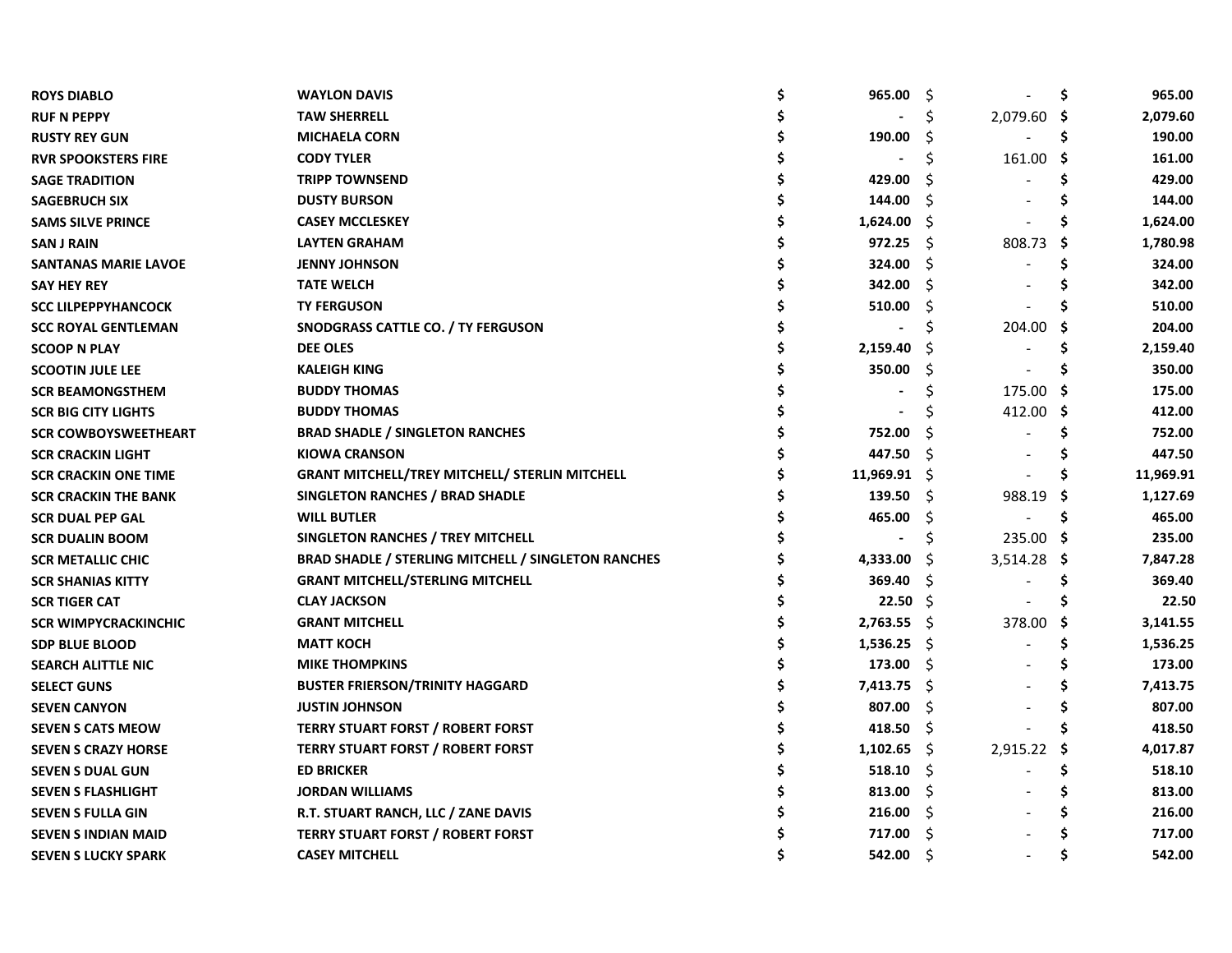| | | | | |
|---|---|---|---|---|
| **ROYS DIABLO** | **WAYLON DAVIS** | $ 965.00 | $ - | $ 965.00 |
| **RUF N PEPPY** | **TAW SHERRELL** | $ - | $ 2,079.60 | $ 2,079.60 |
| **RUSTY REY GUN** | **MICHAELA CORN** | $ 190.00 | $ - | $ 190.00 |
| **RVR SPOOKSTERS FIRE** | **CODY TYLER** | $ - | $ 161.00 | $ 161.00 |
| **SAGE TRADITION** | **TRIPP TOWNSEND** | $ 429.00 | $ - | $ 429.00 |
| **SAGEBRUCH SIX** | **DUSTY BURSON** | $ 144.00 | $ - | $ 144.00 |
| **SAMS SILVE PRINCE** | **CASEY MCCLESKEY** | $ 1,624.00 | $ - | $ 1,624.00 |
| **SAN J RAIN** | **LAYTEN GRAHAM** | $ 972.25 | $ 808.73 | $ 1,780.98 |
| **SANTANAS MARIE LAVOE** | **JENNY JOHNSON** | $ 324.00 | $ - | $ 324.00 |
| **SAY HEY REY** | **TATE WELCH** | $ 342.00 | $ - | $ 342.00 |
| **SCC LILPEPPYHANCOCK** | **TY FERGUSON** | $ 510.00 | $ - | $ 510.00 |
| **SCC ROYAL GENTLEMAN** | **SNODGRASS CATTLE CO. / TY FERGUSON** | $ - | $ 204.00 | $ 204.00 |
| **SCOOP N PLAY** | **DEE OLES** | $ 2,159.40 | $ - | $ 2,159.40 |
| **SCOOTIN JULE LEE** | **KALEIGH KING** | $ 350.00 | $ - | $ 350.00 |
| **SCR BEAMONGSTHEM** | **BUDDY THOMAS** | $ - | $ 175.00 | $ 175.00 |
| **SCR BIG CITY LIGHTS** | **BUDDY THOMAS** | $ - | $ 412.00 | $ 412.00 |
| **SCR COWBOYSWEETHEART** | **BRAD SHADLE / SINGLETON RANCHES** | $ 752.00 | $ - | $ 752.00 |
| **SCR CRACKIN LIGHT** | **KIOWA CRANSON** | $ 447.50 | $ - | $ 447.50 |
| **SCR CRACKIN ONE TIME** | **GRANT MITCHELL/TREY MITCHELL/ STERLIN MITCHELL** | $ 11,969.91 | $ - | $ 11,969.91 |
| **SCR CRACKIN THE BANK** | **SINGLETON RANCHES / BRAD SHADLE** | $ 139.50 | $ 988.19 | $ 1,127.69 |
| **SCR DUAL PEP GAL** | **WILL BUTLER** | $ 465.00 | $ - | $ 465.00 |
| **SCR DUALIN BOOM** | **SINGLETON RANCHES / TREY MITCHELL** | $ - | $ 235.00 | $ 235.00 |
| **SCR METALLIC CHIC** | **BRAD SHADLE / STERLING MITCHELL / SINGLETON RANCHES** | $ 4,333.00 | $ 3,514.28 | $ 7,847.28 |
| **SCR SHANIAS KITTY** | **GRANT MITCHELL/STERLING MITCHELL** | $ 369.40 | $ - | $ 369.40 |
| **SCR TIGER CAT** | **CLAY JACKSON** | $ 22.50 | $ - | $ 22.50 |
| **SCR WIMPYCRACKINCHIC** | **GRANT MITCHELL** | $ 2,763.55 | $ 378.00 | $ 3,141.55 |
| **SDP BLUE BLOOD** | **MATT KOCH** | $ 1,536.25 | $ - | $ 1,536.25 |
| **SEARCH ALITTLE NIC** | **MIKE THOMPKINS** | $ 173.00 | $ - | $ 173.00 |
| **SELECT GUNS** | **BUSTER FRIERSON/TRINITY HAGGARD** | $ 7,413.75 | $ - | $ 7,413.75 |
| **SEVEN CANYON** | **JUSTIN JOHNSON** | $ 807.00 | $ - | $ 807.00 |
| **SEVEN S CATS MEOW** | **TERRY STUART FORST / ROBERT FORST** | $ 418.50 | $ - | $ 418.50 |
| **SEVEN S CRAZY HORSE** | **TERRY STUART FORST / ROBERT FORST** | $ 1,102.65 | $ 2,915.22 | $ 4,017.87 |
| **SEVEN S DUAL GUN** | **ED BRICKER** | $ 518.10 | $ - | $ 518.10 |
| **SEVEN S FLASHLIGHT** | **JORDAN WILLIAMS** | $ 813.00 | $ - | $ 813.00 |
| **SEVEN S FULLA GIN** | **R.T. STUART RANCH, LLC / ZANE DAVIS** | $ 216.00 | $ - | $ 216.00 |
| **SEVEN S INDIAN MAID** | **TERRY STUART FORST / ROBERT FORST** | $ 717.00 | $ - | $ 717.00 |
| **SEVEN S LUCKY SPARK** | **CASEY MITCHELL** | $ 542.00 | $ - | $ 542.00 |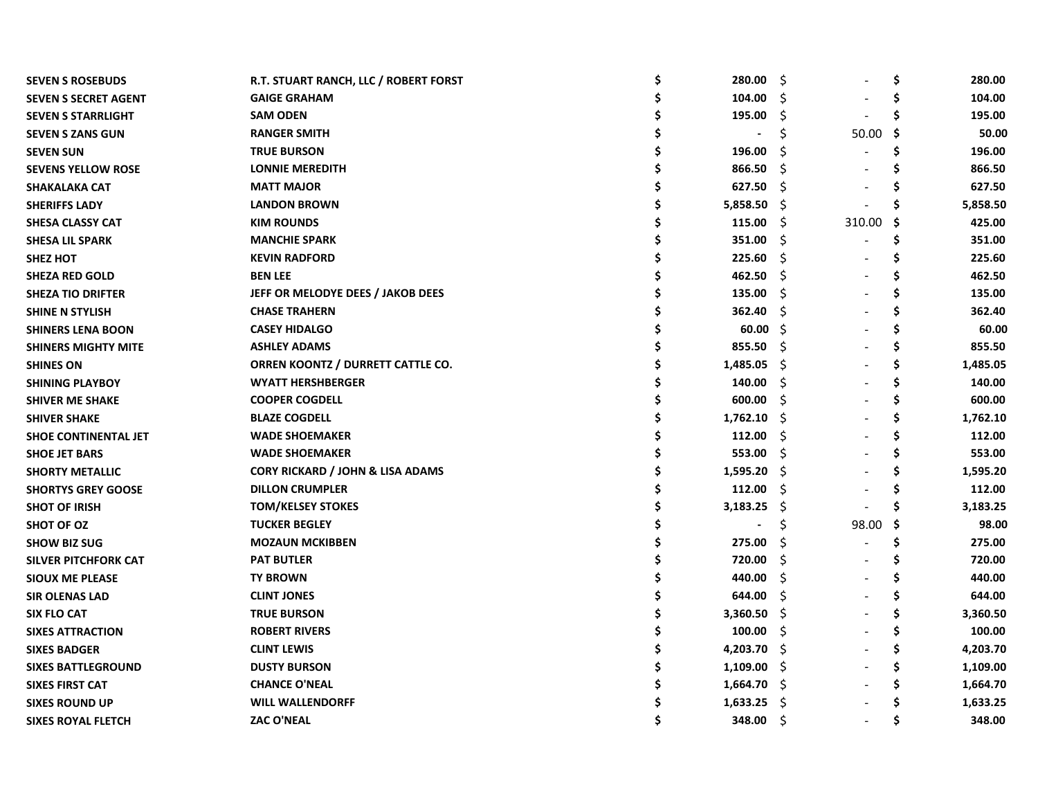| | | | | |
|---|---|---|---|---|
| SEVEN S ROSEBUDS | R.T. STUART RANCH, LLC / ROBERT FORST | $ 280.00 | $ - | $ 280.00 |
| SEVEN S SECRET AGENT | GAIGE GRAHAM | $ 104.00 | $ - | $ 104.00 |
| SEVEN S STARRLIGHT | SAM ODEN | $ 195.00 | $ - | $ 195.00 |
| SEVEN S ZANS GUN | RANGER SMITH | $ - | $ 50.00 | $ 50.00 |
| SEVEN SUN | TRUE BURSON | $ 196.00 | $ - | $ 196.00 |
| SEVENS YELLOW ROSE | LONNIE MEREDITH | $ 866.50 | $ - | $ 866.50 |
| SHAKALAKA CAT | MATT MAJOR | $ 627.50 | $ - | $ 627.50 |
| SHERIFFS LADY | LANDON BROWN | $ 5,858.50 | $ - | $ 5,858.50 |
| SHESA CLASSY CAT | KIM ROUNDS | $ 115.00 | $ 310.00 | $ 425.00 |
| SHESA LIL SPARK | MANCHIE SPARK | $ 351.00 | $ - | $ 351.00 |
| SHEZ HOT | KEVIN RADFORD | $ 225.60 | $ - | $ 225.60 |
| SHEZA RED GOLD | BEN LEE | $ 462.50 | $ - | $ 462.50 |
| SHEZA TIO DRIFTER | JEFF OR MELODYE DEES / JAKOB DEES | $ 135.00 | $ - | $ 135.00 |
| SHINE N STYLISH | CHASE TRAHERN | $ 362.40 | $ - | $ 362.40 |
| SHINERS LENA BOON | CASEY HIDALGO | $ 60.00 | $ - | $ 60.00 |
| SHINERS MIGHTY MITE | ASHLEY ADAMS | $ 855.50 | $ - | $ 855.50 |
| SHINES ON | ORREN KOONTZ / DURRETT CATTLE CO. | $ 1,485.05 | $ - | $ 1,485.05 |
| SHINING PLAYBOY | WYATT HERSHBERGER | $ 140.00 | $ - | $ 140.00 |
| SHIVER ME SHAKE | COOPER COGDELL | $ 600.00 | $ - | $ 600.00 |
| SHIVER SHAKE | BLAZE COGDELL | $ 1,762.10 | $ - | $ 1,762.10 |
| SHOE CONTINENTAL JET | WADE SHOEMAKER | $ 112.00 | $ - | $ 112.00 |
| SHOE JET BARS | WADE SHOEMAKER | $ 553.00 | $ - | $ 553.00 |
| SHORTY METALLIC | CORY RICKARD / JOHN & LISA ADAMS | $ 1,595.20 | $ - | $ 1,595.20 |
| SHORTYS GREY GOOSE | DILLON CRUMPLER | $ 112.00 | $ - | $ 112.00 |
| SHOT OF IRISH | TOM/KELSEY STOKES | $ 3,183.25 | $ - | $ 3,183.25 |
| SHOT OF OZ | TUCKER BEGLEY | $ - | $ 98.00 | $ 98.00 |
| SHOW BIZ SUG | MOZAUN MCKIBBEN | $ 275.00 | $ - | $ 275.00 |
| SILVER PITCHFORK CAT | PAT BUTLER | $ 720.00 | $ - | $ 720.00 |
| SIOUX ME PLEASE | TY BROWN | $ 440.00 | $ - | $ 440.00 |
| SIR OLENAS LAD | CLINT JONES | $ 644.00 | $ - | $ 644.00 |
| SIX FLO CAT | TRUE BURSON | $ 3,360.50 | $ - | $ 3,360.50 |
| SIXES ATTRACTION | ROBERT RIVERS | $ 100.00 | $ - | $ 100.00 |
| SIXES BADGER | CLINT LEWIS | $ 4,203.70 | $ - | $ 4,203.70 |
| SIXES BATTLEGROUND | DUSTY BURSON | $ 1,109.00 | $ - | $ 1,109.00 |
| SIXES FIRST CAT | CHANCE O'NEAL | $ 1,664.70 | $ - | $ 1,664.70 |
| SIXES ROUND UP | WILL WALLENDORFF | $ 1,633.25 | $ - | $ 1,633.25 |
| SIXES ROYAL FLETCH | ZAC O'NEAL | $ 348.00 | $ - | $ 348.00 |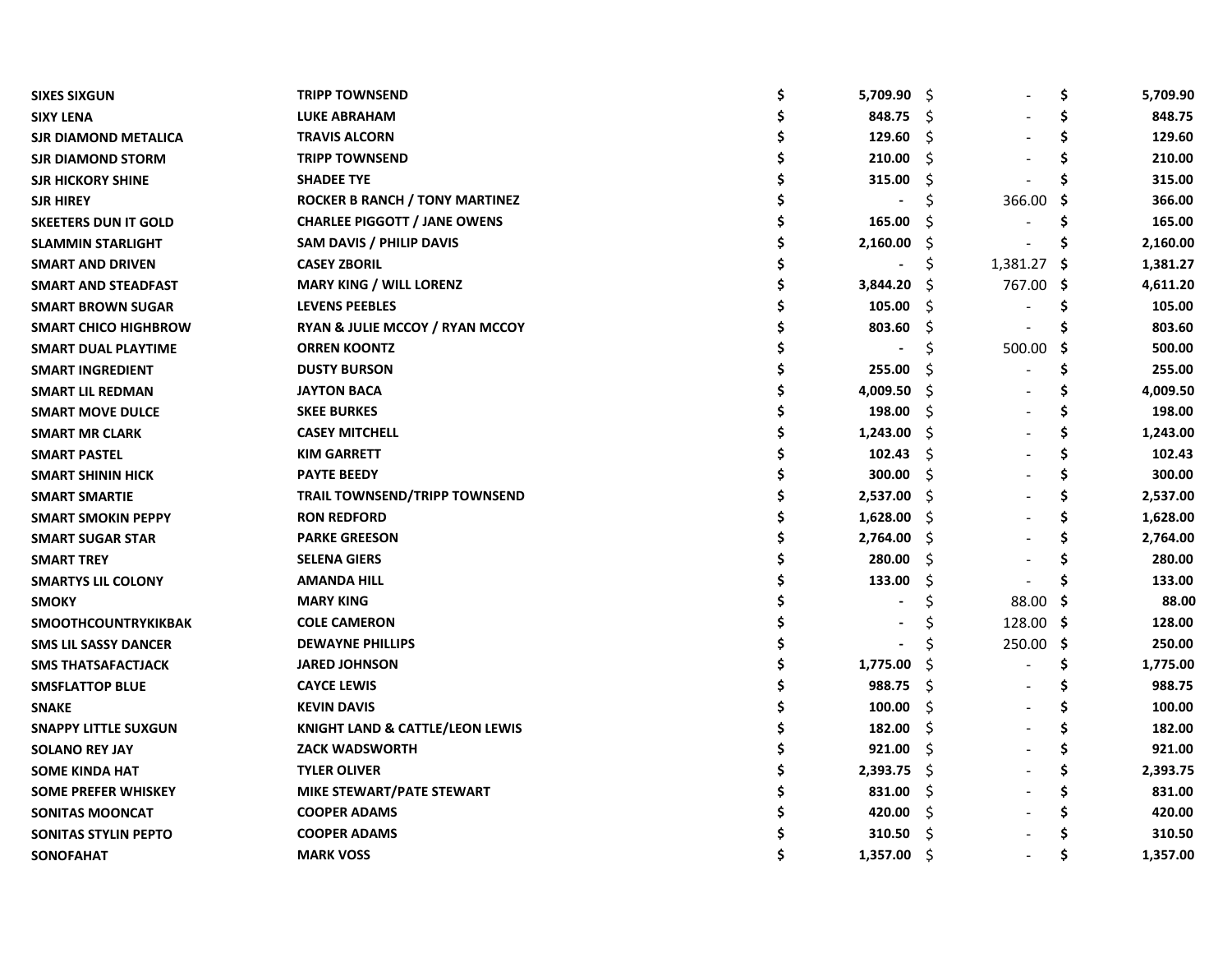| | | | | |
|---|---|---|---|---|
| SIXES SIXGUN | TRIPP TOWNSEND | $ 5,709.90 | $ - | $ 5,709.90 |
| SIXY LENA | LUKE ABRAHAM | $ 848.75 | $ - | $ 848.75 |
| SJR DIAMOND METALICA | TRAVIS ALCORN | $ 129.60 | $ - | $ 129.60 |
| SJR DIAMOND STORM | TRIPP TOWNSEND | $ 210.00 | $ - | $ 210.00 |
| SJR HICKORY SHINE | SHADEE TYE | $ 315.00 | $ - | $ 315.00 |
| SJR HIREY | ROCKER B RANCH / TONY MARTINEZ | $ - | $ 366.00 | $ 366.00 |
| SKEETERS DUN IT GOLD | CHARLEE PIGGOTT / JANE OWENS | $ 165.00 | $ - | $ 165.00 |
| SLAMMIN STARLIGHT | SAM DAVIS / PHILIP DAVIS | $ 2,160.00 | $ - | $ 2,160.00 |
| SMART AND DRIVEN | CASEY ZBORIL | $ - | $ 1,381.27 | $ 1,381.27 |
| SMART AND STEADFAST | MARY KING / WILL LORENZ | $ 3,844.20 | $ 767.00 | $ 4,611.20 |
| SMART BROWN SUGAR | LEVENS PEEBLES | $ 105.00 | $ - | $ 105.00 |
| SMART CHICO HIGHBROW | RYAN & JULIE MCCOY / RYAN MCCOY | $ 803.60 | $ - | $ 803.60 |
| SMART DUAL PLAYTIME | ORREN KOONTZ | $ - | $ 500.00 | $ 500.00 |
| SMART INGREDIENT | DUSTY BURSON | $ 255.00 | $ - | $ 255.00 |
| SMART LIL REDMAN | JAYTON BACA | $ 4,009.50 | $ - | $ 4,009.50 |
| SMART MOVE DULCE | SKEE BURKES | $ 198.00 | $ - | $ 198.00 |
| SMART MR CLARK | CASEY MITCHELL | $ 1,243.00 | $ - | $ 1,243.00 |
| SMART PASTEL | KIM GARRETT | $ 102.43 | $ - | $ 102.43 |
| SMART SHININ HICK | PAYTE BEEDY | $ 300.00 | $ - | $ 300.00 |
| SMART SMARTIE | TRAIL TOWNSEND/TRIPP TOWNSEND | $ 2,537.00 | $ - | $ 2,537.00 |
| SMART SMOKIN PEPPY | RON REDFORD | $ 1,628.00 | $ - | $ 1,628.00 |
| SMART SUGAR STAR | PARKE GREESON | $ 2,764.00 | $ - | $ 2,764.00 |
| SMART TREY | SELENA GIERS | $ 280.00 | $ - | $ 280.00 |
| SMARTYS LIL COLONY | AMANDA HILL | $ 133.00 | $ - | $ 133.00 |
| SMOKY | MARY KING | $ - | $ 88.00 | $ 88.00 |
| SMOOTHCOUNTRYKIKBAK | COLE CAMERON | $ - | $ 128.00 | $ 128.00 |
| SMS LIL SASSY DANCER | DEWAYNE PHILLIPS | $ - | $ 250.00 | $ 250.00 |
| SMS THATSAFACTJACK | JARED JOHNSON | $ 1,775.00 | $ - | $ 1,775.00 |
| SMSFLATTOP BLUE | CAYCE LEWIS | $ 988.75 | $ - | $ 988.75 |
| SNAKE | KEVIN DAVIS | $ 100.00 | $ - | $ 100.00 |
| SNAPPY LITTLE SUXGUN | KNIGHT LAND & CATTLE/LEON LEWIS | $ 182.00 | $ - | $ 182.00 |
| SOLANO REY JAY | ZACK WADSWORTH | $ 921.00 | $ - | $ 921.00 |
| SOME KINDA HAT | TYLER OLIVER | $ 2,393.75 | $ - | $ 2,393.75 |
| SOME PREFER WHISKEY | MIKE STEWART/PATE STEWART | $ 831.00 | $ - | $ 831.00 |
| SONITAS MOONCAT | COOPER ADAMS | $ 420.00 | $ - | $ 420.00 |
| SONITAS STYLIN PEPTO | COOPER ADAMS | $ 310.50 | $ - | $ 310.50 |
| SONOFAHAT | MARK VOSS | $ 1,357.00 | $ - | $ 1,357.00 |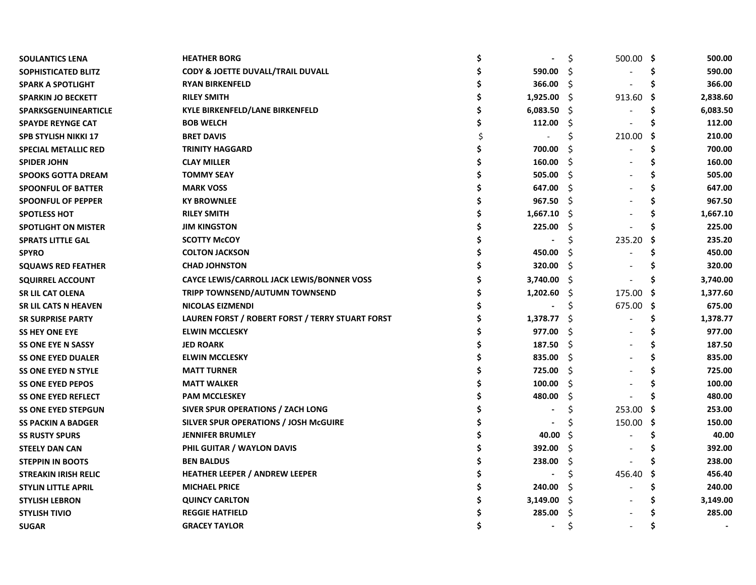| | | | | |
|---|---|---|---|---|
| **SOULANTICS LENA** | **HEATHER BORG** | **$ -** | $ 500.00 | **$ 500.00** |
| **SOPHISTICATED BLITZ** | **CODY & JOETTE DUVALL/TRAIL DUVALL** | **$ 590.00** | $ - | **$ 590.00** |
| **SPARK A SPOTLIGHT** | **RYAN BIRKENFELD** | **$ 366.00** | $ - | **$ 366.00** |
| **SPARKIN JO BECKETT** | **RILEY SMITH** | **$ 1,925.00** | $ 913.60 | **$ 2,838.60** |
| **SPARKSGENUINEARTICLE** | **KYLE BIRKENFELD/LANE BIRKENFELD** | **$ 6,083.50** | $ - | **$ 6,083.50** |
| **SPAYDE REYNGE CAT** | **BOB WELCH** | **$ 112.00** | $ - | **$ 112.00** |
| **SPB STYLISH NIKKI 17** | **BRET DAVIS** | $ - | $ 210.00 | **$ 210.00** |
| **SPECIAL METALLIC RED** | **TRINITY HAGGARD** | **$ 700.00** | $ - | **$ 700.00** |
| **SPIDER JOHN** | **CLAY MILLER** | **$ 160.00** | $ - | **$ 160.00** |
| **SPOOKS GOTTA DREAM** | **TOMMY SEAY** | **$ 505.00** | $ - | **$ 505.00** |
| **SPOONFUL OF BATTER** | **MARK VOSS** | **$ 647.00** | $ - | **$ 647.00** |
| **SPOONFUL OF PEPPER** | **KY BROWNLEE** | **$ 967.50** | $ - | **$ 967.50** |
| **SPOTLESS HOT** | **RILEY SMITH** | **$ 1,667.10** | $ - | **$ 1,667.10** |
| **SPOTLIGHT ON MISTER** | **JIM KINGSTON** | **$ 225.00** | $ - | **$ 225.00** |
| **SPRATS LITTLE GAL** | **SCOTTY McCOY** | **$ -** | $ 235.20 | **$ 235.20** |
| **SPYRO** | **COLTON JACKSON** | **$ 450.00** | $ - | **$ 450.00** |
| **SQUAWS RED FEATHER** | **CHAD JOHNSTON** | **$ 320.00** | $ - | **$ 320.00** |
| **SQUIRREL ACCOUNT** | **CAYCE LEWIS/CARROLL JACK LEWIS/BONNER VOSS** | **$ 3,740.00** | $ - | **$ 3,740.00** |
| **SR LIL CAT OLENA** | **TRIPP TOWNSEND/AUTUMN TOWNSEND** | **$ 1,202.60** | $ 175.00 | **$ 1,377.60** |
| **SR LIL CATS N HEAVEN** | **NICOLAS EIZMENDI** | **$ -** | $ 675.00 | **$ 675.00** |
| **SR SURPRISE PARTY** | **LAUREN FORST / ROBERT FORST / TERRY STUART FORST** | **$ 1,378.77** | $ - | **$ 1,378.77** |
| **SS HEY ONE EYE** | **ELWIN MCCLESKY** | **$ 977.00** | $ - | **$ 977.00** |
| **SS ONE EYE N SASSY** | **JED ROARK** | **$ 187.50** | $ - | **$ 187.50** |
| **SS ONE EYED DUALER** | **ELWIN MCCLESKY** | **$ 835.00** | $ - | **$ 835.00** |
| **SS ONE EYED N STYLE** | **MATT TURNER** | **$ 725.00** | $ - | **$ 725.00** |
| **SS ONE EYED PEPOS** | **MATT WALKER** | **$ 100.00** | $ - | **$ 100.00** |
| **SS ONE EYED REFLECT** | **PAM MCCLESKEY** | **$ 480.00** | $ - | **$ 480.00** |
| **SS ONE EYED STEPGUN** | **SIVER SPUR OPERATIONS / ZACH LONG** | **$ -** | $ 253.00 | **$ 253.00** |
| **SS PACKIN A BADGER** | **SILVER SPUR OPERATIONS / JOSH McGUIRE** | **$ -** | $ 150.00 | **$ 150.00** |
| **SS RUSTY SPURS** | **JENNIFER BRUMLEY** | **$ 40.00** | $ - | **$ 40.00** |
| **STEELY DAN CAN** | **PHIL GUITAR / WAYLON DAVIS** | **$ 392.00** | $ - | **$ 392.00** |
| **STEPPIN IN BOOTS** | **BEN BALDUS** | **$ 238.00** | $ - | **$ 238.00** |
| **STREAKIN IRISH RELIC** | **HEATHER LEEPER / ANDREW LEEPER** | **$ -** | $ 456.40 | **$ 456.40** |
| **STYLIN LITTLE APRIL** | **MICHAEL PRICE** | **$ 240.00** | $ - | **$ 240.00** |
| **STYLISH LEBRON** | **QUINCY CARLTON** | **$ 3,149.00** | $ - | **$ 3,149.00** |
| **STYLISH TIVIO** | **REGGIE HATFIELD** | **$ 285.00** | $ - | **$ 285.00** |
| **SUGAR** | **GRACEY TAYLOR** | **$ -** | $ - | **$ -** |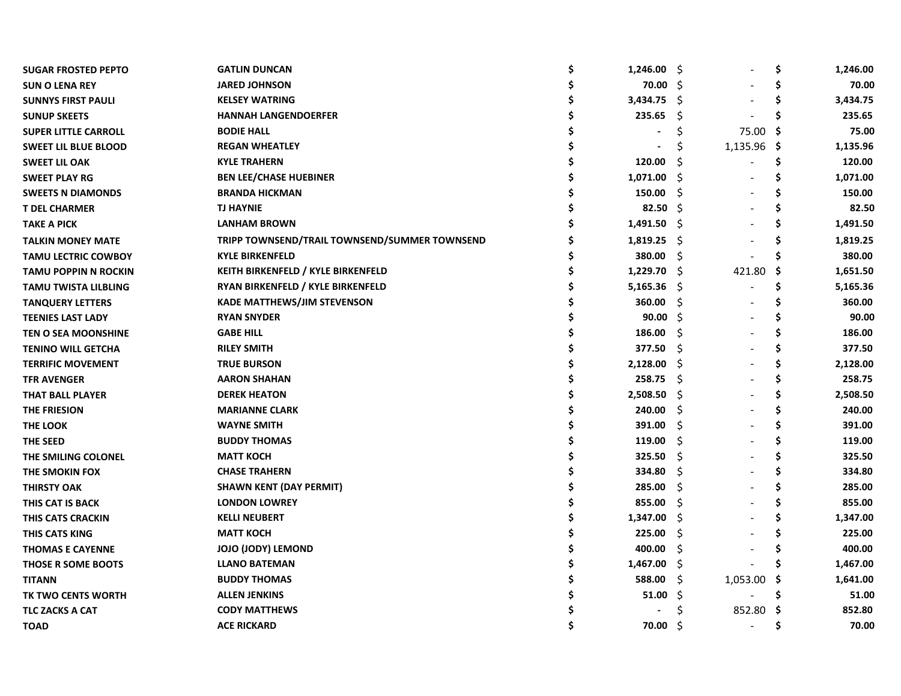| | | | | |
|---|---|---|---|---|
| **SUGAR FROSTED PEPTO** | **GATLIN DUNCAN** | **$ 1,246.00** | $ - | **$ 1,246.00** |
| **SUN O LENA REY** | **JARED JOHNSON** | **$ 70.00** | $ - | **$ 70.00** |
| **SUNNYS FIRST PAULI** | **KELSEY WATRING** | **$ 3,434.75** | $ - | **$ 3,434.75** |
| **SUNUP SKEETS** | **HANNAH LANGENDOERFER** | **$ 235.65** | $ - | **$ 235.65** |
| **SUPER LITTLE CARROLL** | **BODIE HALL** | **$ -** | $ 75.00 | **$ 75.00** |
| **SWEET LIL BLUE BLOOD** | **REGAN WHEATLEY** | **$ -** | $ 1,135.96 | **$ 1,135.96** |
| **SWEET LIL OAK** | **KYLE TRAHERN** | **$ 120.00** | $ - | **$ 120.00** |
| **SWEET PLAY RG** | **BEN LEE/CHASE HUEBINER** | **$ 1,071.00** | $ - | **$ 1,071.00** |
| **SWEETS N DIAMONDS** | **BRANDA HICKMAN** | **$ 150.00** | $ - | **$ 150.00** |
| **T DEL CHARMER** | **TJ HAYNIE** | **$ 82.50** | $ - | **$ 82.50** |
| **TAKE A PICK** | **LANHAM BROWN** | **$ 1,491.50** | $ - | **$ 1,491.50** |
| **TALKIN MONEY MATE** | **TRIPP TOWNSEND/TRAIL TOWNSEND/SUMMER TOWNSEND** | **$ 1,819.25** | $ - | **$ 1,819.25** |
| **TAMU LECTRIC COWBOY** | **KYLE BIRKENFELD** | **$ 380.00** | $ - | **$ 380.00** |
| **TAMU POPPIN N ROCKIN** | **KEITH BIRKENFELD / KYLE BIRKENFELD** | **$ 1,229.70** | $ 421.80 | **$ 1,651.50** |
| **TAMU TWISTA LILBLING** | **RYAN BIRKENFELD / KYLE BIRKENFELD** | **$ 5,165.36** | $ - | **$ 5,165.36** |
| **TANQUERY LETTERS** | **KADE MATTHEWS/JIM STEVENSON** | **$ 360.00** | $ - | **$ 360.00** |
| **TEENIES LAST LADY** | **RYAN SNYDER** | **$ 90.00** | $ - | **$ 90.00** |
| **TEN O SEA MOONSHINE** | **GABE HILL** | **$ 186.00** | $ - | **$ 186.00** |
| **TENINO WILL GETCHA** | **RILEY SMITH** | **$ 377.50** | $ - | **$ 377.50** |
| **TERRIFIC MOVEMENT** | **TRUE BURSON** | **$ 2,128.00** | $ - | **$ 2,128.00** |
| **TFR AVENGER** | **AARON SHAHAN** | **$ 258.75** | $ - | **$ 258.75** |
| **THAT BALL PLAYER** | **DEREK HEATON** | **$ 2,508.50** | $ - | **$ 2,508.50** |
| **THE FRIESION** | **MARIANNE CLARK** | **$ 240.00** | $ - | **$ 240.00** |
| **THE LOOK** | **WAYNE SMITH** | **$ 391.00** | $ - | **$ 391.00** |
| **THE SEED** | **BUDDY THOMAS** | **$ 119.00** | $ - | **$ 119.00** |
| **THE SMILING COLONEL** | **MATT KOCH** | **$ 325.50** | $ - | **$ 325.50** |
| **THE SMOKIN FOX** | **CHASE TRAHERN** | **$ 334.80** | $ - | **$ 334.80** |
| **THIRSTY OAK** | **SHAWN KENT (DAY PERMIT)** | **$ 285.00** | $ - | **$ 285.00** |
| **THIS CAT IS BACK** | **LONDON LOWREY** | **$ 855.00** | $ - | **$ 855.00** |
| **THIS CATS CRACKIN** | **KELLI NEUBERT** | **$ 1,347.00** | $ - | **$ 1,347.00** |
| **THIS CATS KING** | **MATT KOCH** | **$ 225.00** | $ - | **$ 225.00** |
| **THOMAS E CAYENNE** | **JOJO (JODY) LEMOND** | **$ 400.00** | $ - | **$ 400.00** |
| **THOSE R SOME BOOTS** | **LLANO BATEMAN** | **$ 1,467.00** | $ - | **$ 1,467.00** |
| **TITANN** | **BUDDY THOMAS** | **$ 588.00** | $ 1,053.00 | **$ 1,641.00** |
| **TK TWO CENTS WORTH** | **ALLEN JENKINS** | **$ 51.00** | $ - | **$ 51.00** |
| **TLC ZACKS A CAT** | **CODY MATTHEWS** | **$ -** | $ 852.80 | **$ 852.80** |
| **TOAD** | **ACE RICKARD** | **$ 70.00** | $ - | **$ 70.00** |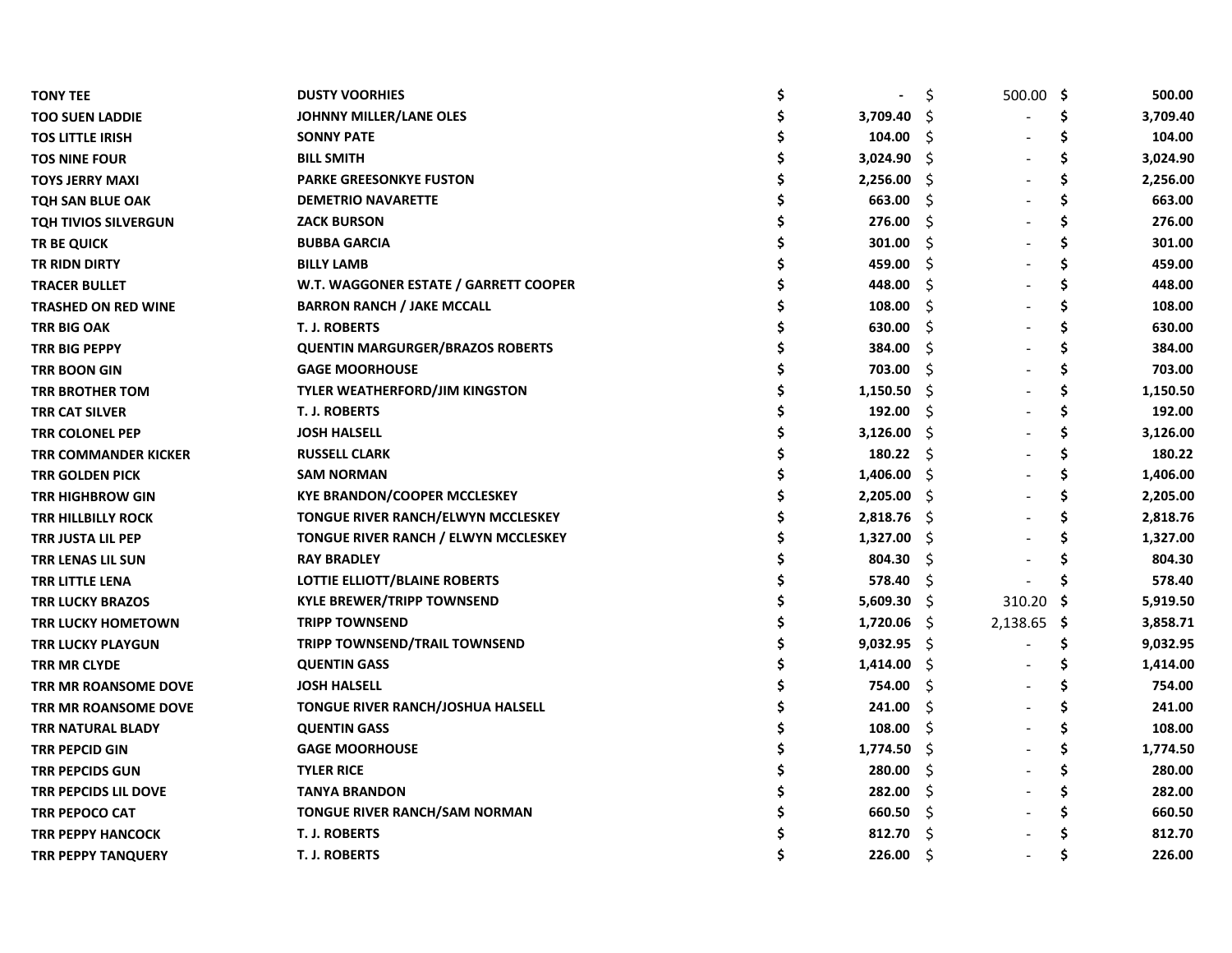| | | | | |
|---|---|---|---|---|
| **TONY TEE** | **DUSTY VOORHIES** | **$ -** | $ 500.00 | **$ 500.00** |
| **TOO SUEN LADDIE** | **JOHNNY MILLER/LANE OLES** | **$ 3,709.40** | $ - | **$ 3,709.40** |
| **TOS LITTLE IRISH** | **SONNY PATE** | **$ 104.00** | $ - | **$ 104.00** |
| **TOS NINE FOUR** | **BILL SMITH** | **$ 3,024.90** | $ - | **$ 3,024.90** |
| **TOYS JERRY MAXI** | **PARKE GREESONKYE FUSTON** | **$ 2,256.00** | $ - | **$ 2,256.00** |
| **TQH SAN BLUE OAK** | **DEMETRIO NAVARETTE** | **$ 663.00** | $ - | **$ 663.00** |
| **TQH TIVIOS SILVERGUN** | **ZACK BURSON** | **$ 276.00** | $ - | **$ 276.00** |
| **TR BE QUICK** | **BUBBA GARCIA** | **$ 301.00** | $ - | **$ 301.00** |
| **TR RIDN DIRTY** | **BILLY LAMB** | **$ 459.00** | $ - | **$ 459.00** |
| **TRACER BULLET** | **W.T. WAGGONER ESTATE / GARRETT COOPER** | **$ 448.00** | $ - | **$ 448.00** |
| **TRASHED ON RED WINE** | **BARRON RANCH / JAKE MCCALL** | **$ 108.00** | $ - | **$ 108.00** |
| **TRR BIG OAK** | **T. J. ROBERTS** | **$ 630.00** | $ - | **$ 630.00** |
| **TRR BIG PEPPY** | **QUENTIN MARGURGER/BRAZOS ROBERTS** | **$ 384.00** | $ - | **$ 384.00** |
| **TRR BOON GIN** | **GAGE MOORHOUSE** | **$ 703.00** | $ - | **$ 703.00** |
| **TRR BROTHER TOM** | **TYLER WEATHERFORD/JIM KINGSTON** | **$ 1,150.50** | $ - | **$ 1,150.50** |
| **TRR CAT SILVER** | **T. J. ROBERTS** | **$ 192.00** | $ - | **$ 192.00** |
| **TRR COLONEL PEP** | **JOSH HALSELL** | **$ 3,126.00** | $ - | **$ 3,126.00** |
| **TRR COMMANDER KICKER** | **RUSSELL CLARK** | **$ 180.22** | $ - | **$ 180.22** |
| **TRR GOLDEN PICK** | **SAM NORMAN** | **$ 1,406.00** | $ - | **$ 1,406.00** |
| **TRR HIGHBROW GIN** | **KYE BRANDON/COOPER MCCLESKEY** | **$ 2,205.00** | $ - | **$ 2,205.00** |
| **TRR HILLBILLY ROCK** | **TONGUE RIVER RANCH/ELWYN MCCLESKEY** | **$ 2,818.76** | $ - | **$ 2,818.76** |
| **TRR JUSTA LIL PEP** | **TONGUE RIVER RANCH / ELWYN MCCLESKEY** | **$ 1,327.00** | $ - | **$ 1,327.00** |
| **TRR LENAS LIL SUN** | **RAY BRADLEY** | **$ 804.30** | $ - | **$ 804.30** |
| **TRR LITTLE LENA** | **LOTTIE ELLIOTT/BLAINE ROBERTS** | **$ 578.40** | $ - | **$ 578.40** |
| **TRR LUCKY BRAZOS** | **KYLE BREWER/TRIPP TOWNSEND** | **$ 5,609.30** | $ 310.20 | **$ 5,919.50** |
| **TRR LUCKY HOMETOWN** | **TRIPP TOWNSEND** | **$ 1,720.06** | $ 2,138.65 | **$ 3,858.71** |
| **TRR LUCKY PLAYGUN** | **TRIPP TOWNSEND/TRAIL TOWNSEND** | **$ 9,032.95** | $ - | **$ 9,032.95** |
| **TRR MR CLYDE** | **QUENTIN GASS** | **$ 1,414.00** | $ - | **$ 1,414.00** |
| **TRR MR ROANSOME DOVE** | **JOSH HALSELL** | **$ 754.00** | $ - | **$ 754.00** |
| **TRR MR ROANSOME DOVE** | **TONGUE RIVER RANCH/JOSHUA HALSELL** | **$ 241.00** | $ - | **$ 241.00** |
| **TRR NATURAL BLADY** | **QUENTIN GASS** | **$ 108.00** | $ - | **$ 108.00** |
| **TRR PEPCID GIN** | **GAGE MOORHOUSE** | **$ 1,774.50** | $ - | **$ 1,774.50** |
| **TRR PEPCIDS GUN** | **TYLER RICE** | **$ 280.00** | $ - | **$ 280.00** |
| **TRR PEPCIDS LIL DOVE** | **TANYA BRANDON** | **$ 282.00** | $ - | **$ 282.00** |
| **TRR PEPOCO CAT** | **TONGUE RIVER RANCH/SAM NORMAN** | **$ 660.50** | $ - | **$ 660.50** |
| **TRR PEPPY HANCOCK** | **T. J. ROBERTS** | **$ 812.70** | $ - | **$ 812.70** |
| **TRR PEPPY TANQUERY** | **T. J. ROBERTS** | **$ 226.00** | $ - | **$ 226.00** |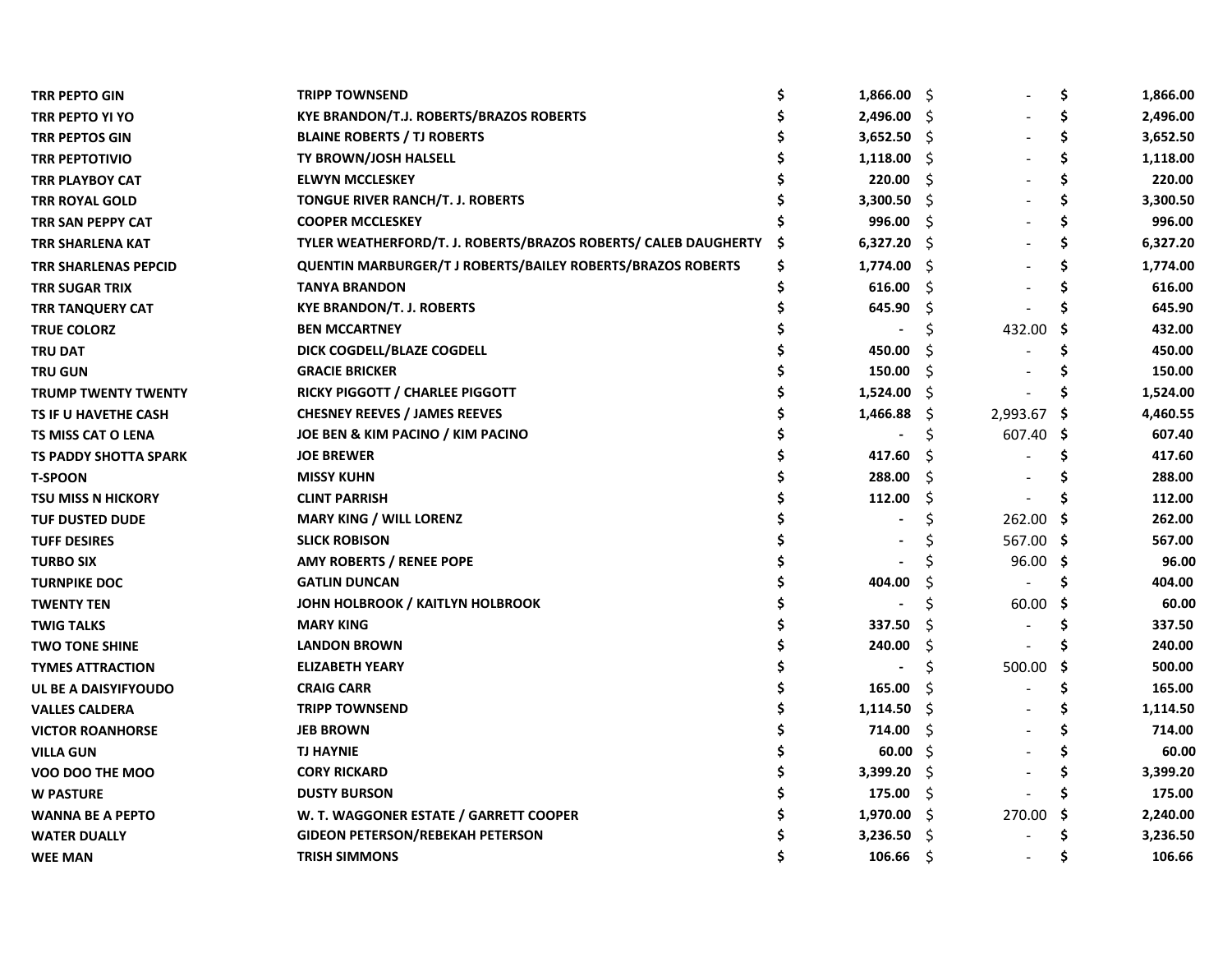| | | | | |
|---|---|---|---|---|
| **TRR PEPTO GIN** | **TRIPP TOWNSEND** | **$ 1,866.00** | $ - | **$ 1,866.00** |
| **TRR PEPTO YI YO** | **KYE BRANDON/T.J. ROBERTS/BRAZOS ROBERTS** | **$ 2,496.00** | $ - | **$ 2,496.00** |
| **TRR PEPTOS GIN** | **BLAINE ROBERTS / TJ ROBERTS** | **$ 3,652.50** | $ - | **$ 3,652.50** |
| **TRR PEPTOTIVIO** | **TY BROWN/JOSH HALSELL** | **$ 1,118.00** | $ - | **$ 1,118.00** |
| **TRR PLAYBOY CAT** | **ELWYN MCCLESKEY** | **$ 220.00** | $ - | **$ 220.00** |
| **TRR ROYAL GOLD** | **TONGUE RIVER RANCH/T. J. ROBERTS** | **$ 3,300.50** | $ - | **$ 3,300.50** |
| **TRR SAN PEPPY CAT** | **COOPER MCCLESKEY** | **$ 996.00** | $ - | **$ 996.00** |
| **TRR SHARLENA KAT** | **TYLER WEATHERFORD/T. J. ROBERTS/BRAZOS ROBERTS/ CALEB DAUGHERTY** | **$ 6,327.20** | $ - | **$ 6,327.20** |
| **TRR SHARLENAS PEPCID** | **QUENTIN MARBURGER/T J ROBERTS/BAILEY ROBERTS/BRAZOS ROBERTS** | **$ 1,774.00** | $ - | **$ 1,774.00** |
| **TRR SUGAR TRIX** | **TANYA BRANDON** | **$ 616.00** | $ - | **$ 616.00** |
| **TRR TANQUERY CAT** | **KYE BRANDON/T. J. ROBERTS** | **$ 645.90** | $ - | **$ 645.90** |
| **TRUE COLORZ** | **BEN MCCARTNEY** | **$ -** | $ 432.00 | **$ 432.00** |
| **TRU DAT** | **DICK COGDELL/BLAZE COGDELL** | **$ 450.00** | $ - | **$ 450.00** |
| **TRU GUN** | **GRACIE BRICKER** | **$ 150.00** | $ - | **$ 150.00** |
| **TRUMP TWENTY TWENTY** | **RICKY PIGGOTT / CHARLEE PIGGOTT** | **$ 1,524.00** | $ - | **$ 1,524.00** |
| **TS IF U HAVETHE CASH** | **CHESNEY REEVES / JAMES REEVES** | **$ 1,466.88** | $ 2,993.67 | **$ 4,460.55** |
| **TS MISS CAT O LENA** | **JOE BEN & KIM PACINO / KIM PACINO** | **$ -** | $ 607.40 | **$ 607.40** |
| **TS PADDY SHOTTA SPARK** | **JOE BREWER** | **$ 417.60** | $ - | **$ 417.60** |
| **T-SPOON** | **MISSY KUHN** | **$ 288.00** | $ - | **$ 288.00** |
| **TSU MISS N HICKORY** | **CLINT PARRISH** | **$ 112.00** | $ - | **$ 112.00** |
| **TUF DUSTED DUDE** | **MARY KING / WILL LORENZ** | **$ -** | $ 262.00 | **$ 262.00** |
| **TUFF DESIRES** | **SLICK ROBISON** | **$ -** | $ 567.00 | **$ 567.00** |
| **TURBO SIX** | **AMY ROBERTS / RENEE POPE** | **$ -** | $ 96.00 | **$ 96.00** |
| **TURNPIKE DOC** | **GATLIN DUNCAN** | **$ 404.00** | $ - | **$ 404.00** |
| **TWENTY TEN** | **JOHN HOLBROOK / KAITLYN HOLBROOK** | **$ -** | $ 60.00 | **$ 60.00** |
| **TWIG TALKS** | **MARY KING** | **$ 337.50** | $ - | **$ 337.50** |
| **TWO TONE SHINE** | **LANDON BROWN** | **$ 240.00** | $ - | **$ 240.00** |
| **TYMES ATTRACTION** | **ELIZABETH YEARY** | **$ -** | $ 500.00 | **$ 500.00** |
| **UL BE A DAISYIFYOUDO** | **CRAIG CARR** | **$ 165.00** | $ - | **$ 165.00** |
| **VALLES CALDERA** | **TRIPP TOWNSEND** | **$ 1,114.50** | $ - | **$ 1,114.50** |
| **VICTOR ROANHORSE** | **JEB BROWN** | **$ 714.00** | $ - | **$ 714.00** |
| **VILLA GUN** | **TJ HAYNIE** | **$ 60.00** | $ - | **$ 60.00** |
| **VOO DOO THE MOO** | **CORY RICKARD** | **$ 3,399.20** | $ - | **$ 3,399.20** |
| **W PASTURE** | **DUSTY BURSON** | **$ 175.00** | $ - | **$ 175.00** |
| **WANNA BE A PEPTO** | **W. T. WAGGONER ESTATE / GARRETT COOPER** | **$ 1,970.00** | $ 270.00 | **$ 2,240.00** |
| **WATER DUALLY** | **GIDEON PETERSON/REBEKAH PETERSON** | **$ 3,236.50** | $ - | **$ 3,236.50** |
| **WEE MAN** | **TRISH SIMMONS** | **$ 106.66** | $ - | **$ 106.66** |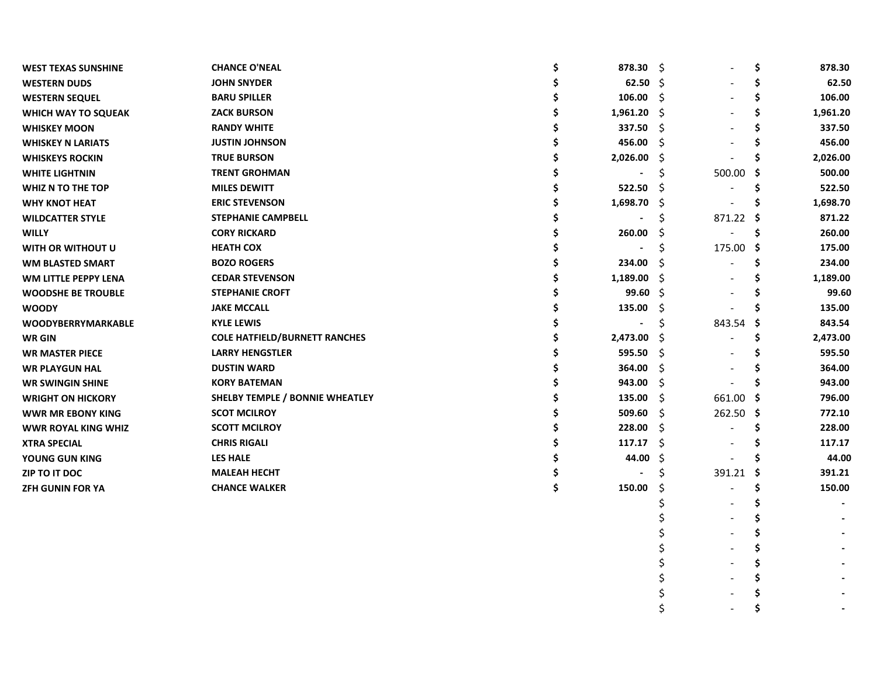| | | | | |
|---|---|---|---|---|
| WEST TEXAS SUNSHINE | CHANCE O'NEAL | $ 878.30 | $ - | $ 878.30 |
| WESTERN DUDS | JOHN SNYDER | $ 62.50 | $ - | $ 62.50 |
| WESTERN SEQUEL | BARU SPILLER | $ 106.00 | $ - | $ 106.00 |
| WHICH WAY TO SQUEAK | ZACK BURSON | $ 1,961.20 | $ - | $ 1,961.20 |
| WHISKEY MOON | RANDY WHITE | $ 337.50 | $ - | $ 337.50 |
| WHISKEY N LARIATS | JUSTIN JOHNSON | $ 456.00 | $ - | $ 456.00 |
| WHISKEYS ROCKIN | TRUE BURSON | $ 2,026.00 | $ - | $ 2,026.00 |
| WHITE LIGHTNIN | TRENT GROHMAN | $ - | $ 500.00 | $ 500.00 |
| WHIZ N TO THE TOP | MILES DEWITT | $ 522.50 | $ - | $ 522.50 |
| WHY KNOT HEAT | ERIC STEVENSON | $ 1,698.70 | $ - | $ 1,698.70 |
| WILDCATTER STYLE | STEPHANIE CAMPBELL | $ - | $ 871.22 | $ 871.22 |
| WILLY | CORY RICKARD | $ 260.00 | $ - | $ 260.00 |
| WITH OR WITHOUT U | HEATH COX | $ - | $ 175.00 | $ 175.00 |
| WM BLASTED SMART | BOZO ROGERS | $ 234.00 | $ - | $ 234.00 |
| WM LITTLE PEPPY LENA | CEDAR STEVENSON | $ 1,189.00 | $ - | $ 1,189.00 |
| WOODSHE BE TROUBLE | STEPHANIE CROFT | $ 99.60 | $ - | $ 99.60 |
| WOODY | JAKE MCCALL | $ 135.00 | $ - | $ 135.00 |
| WOODYBERRYMARKABLE | KYLE LEWIS | $ - | $ 843.54 | $ 843.54 |
| WR GIN | COLE HATFIELD/BURNETT RANCHES | $ 2,473.00 | $ - | $ 2,473.00 |
| WR MASTER PIECE | LARRY HENGSTLER | $ 595.50 | $ - | $ 595.50 |
| WR PLAYGUN HAL | DUSTIN WARD | $ 364.00 | $ - | $ 364.00 |
| WR SWINGIN SHINE | KORY BATEMAN | $ 943.00 | $ - | $ 943.00 |
| WRIGHT ON HICKORY | SHELBY TEMPLE / BONNIE WHEATLEY | $ 135.00 | $ 661.00 | $ 796.00 |
| WWR MR EBONY KING | SCOT MCILROY | $ 509.60 | $ 262.50 | $ 772.10 |
| WWR ROYAL KING WHIZ | SCOTT MCILROY | $ 228.00 | $ - | $ 228.00 |
| XTRA SPECIAL | CHRIS RIGALI | $ 117.17 | $ - | $ 117.17 |
| YOUNG GUN KING | LES HALE | $ 44.00 | $ - | $ 44.00 |
| ZIP TO IT DOC | MALEAH HECHT | $ - | $ 391.21 | $ 391.21 |
| ZFH GUNIN FOR YA | CHANCE WALKER | $ 150.00 | $ - | $ 150.00 |
| | | | $ - | $ - |
| | | | $ - | $ - |
| | | | $ - | $ - |
| | | | $ - | $ - |
| | | | $ - | $ - |
| | | | $ - | $ - |
| | | | $ - | $ - |
| | | | $ - | $ - |